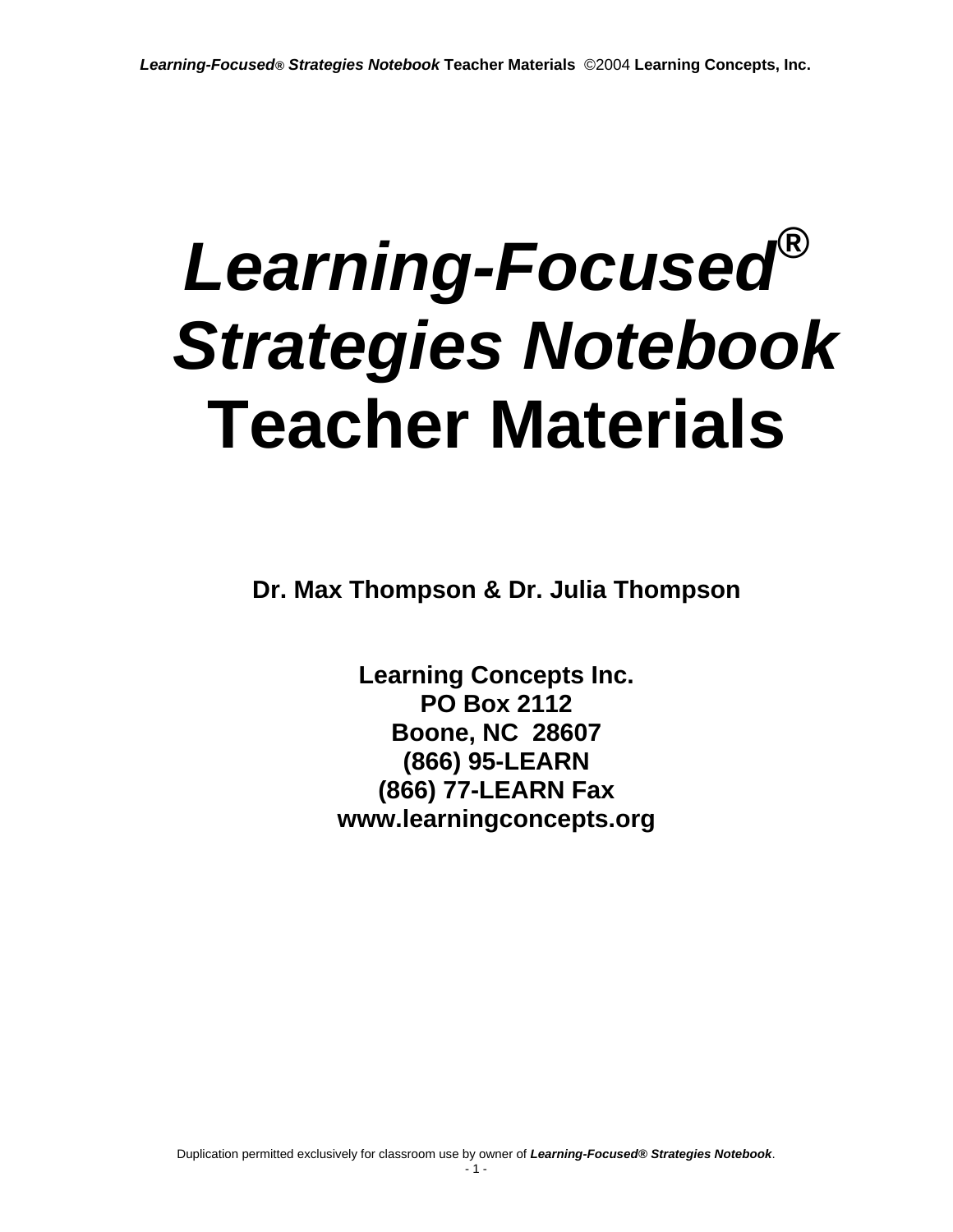# *Learning-Focused®* *Strategies Notebook* Teacher Materials

**Dr. Max Thompson & Dr. Julia Thompson**

**Learning Concepts Inc.**
**PO Box 2112**
**Boone, NC 28607**
**(866) 95-LEARN**
**(866) 77-LEARN Fax**
**www.learningconcepts.org**

Duplication permitted exclusively for classroom use by owner of ***Learning-Focused® Strategies Notebook***.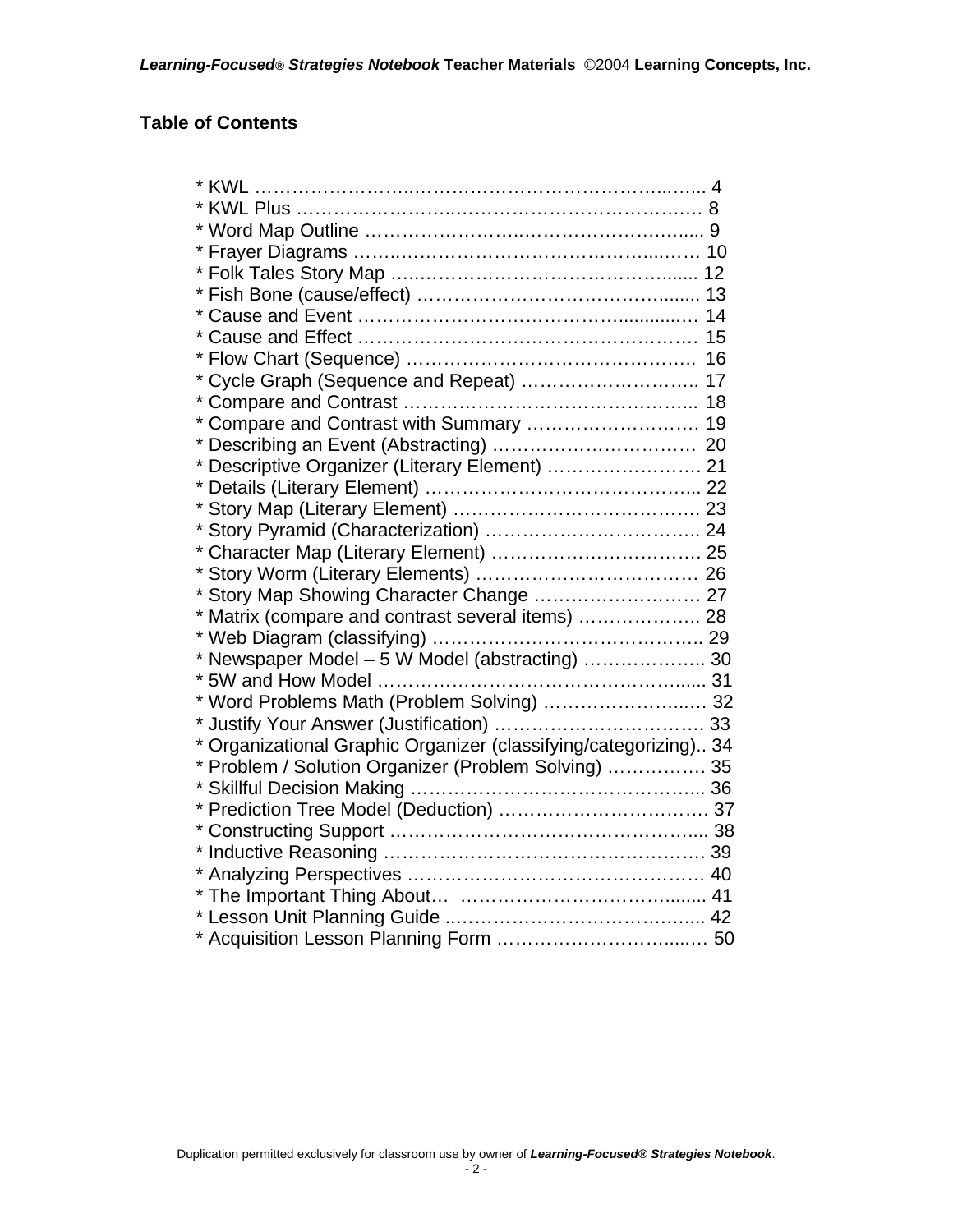## Table of Contents

* KWL …………………..………………………………………..….. 4
* KWL Plus ………………….…..……………………….………… 8
* Word Map Outline ……………………..…………..……………..... 9
* Frayer Diagrams …….…………………………………….....…… 10
* Folk Tales Story Map ….……………………………………....... 12
* Fish Bone (cause/effect) ………………………………….......... 13
* Cause and Event …………………………………….............…. 14
* Cause and Effect ………………………………………………… 15
* Flow Chart (Sequence) ……….…………………….………….. 16
* Cycle Graph (Sequence and Repeat) ……………………….. 17
* Compare and Contrast ………………………………………... 18
* Compare and Contrast with Summary ………………………. 19
* Describing an Event (Abstracting) ………………….………… 20
* Descriptive Organizer (Literary Element) ……………………. 21
* Details (Literary Element) ……………………………………... 22
* Story Map (Literary Element) ………….……………………. 23
* Story Pyramid (Characterization) …………………………….. 24
* Character Map (Literary Element) ……………………………. 25
* Story Worm (Literary Elements) ……………………………… 26
* Story Map Showing Character Change ……………………. 27
* Matrix (compare and contrast several items) ……………….. 28
* Web Diagram (classifying) …………………………………….. 29
* Newspaper Model – 5 W Model (abstracting) ……………….. 30
* 5W and How Model ……………………………………….…..... 31
* Word Problems Math (Problem Solving) ………………….…. 32
* Justify Your Answer (Justification) ……………………………. 33
* Organizational Graphic Organizer (classifying/categorizing).. 34
* Problem / Solution Organizer (Problem Solving) ……………. 35
* Skillful Decision Making ………………………………………... 36
* Prediction Tree Model (Deduction) ……………………………. 37
* Constructing Support …………………………………………..... 38
* Inductive Reasoning ……………………………………………. 39
* Analyzing Perspectives …………………………………………. 40
* The Important Thing About… ……………………………........ 41
* Lesson Unit Planning Guide ..…………………………………... 42
* Acquisition Lesson Planning Form ……………………......…. 50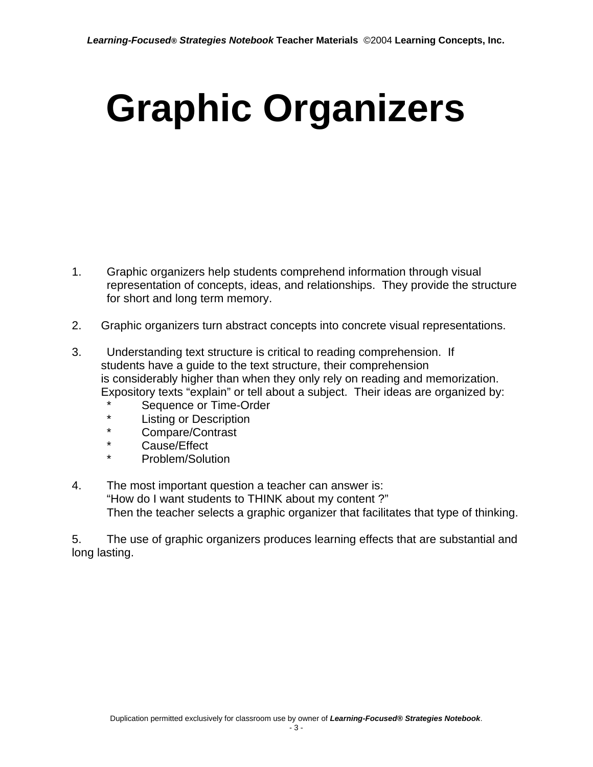# Graphic Organizers

1. Graphic organizers help students comprehend information through visual representation of concepts, ideas, and relationships. They provide the structure for short and long term memory.

2. Graphic organizers turn abstract concepts into concrete visual representations.

3. Understanding text structure is critical to reading comprehension. If students have a guide to the text structure, their comprehension is considerably higher than when they only rely on reading and memorization. Expository texts "explain" or tell about a subject. Their ideas are organized by:
   * Sequence or Time-Order
   * Listing or Description
   * Compare/Contrast
   * Cause/Effect
   * Problem/Solution

4. The most important question a teacher can answer is:
   "How do I want students to THINK about my content ?"
   Then the teacher selects a graphic organizer that facilitates that type of thinking.

5. The use of graphic organizers produces learning effects that are substantial and long lasting.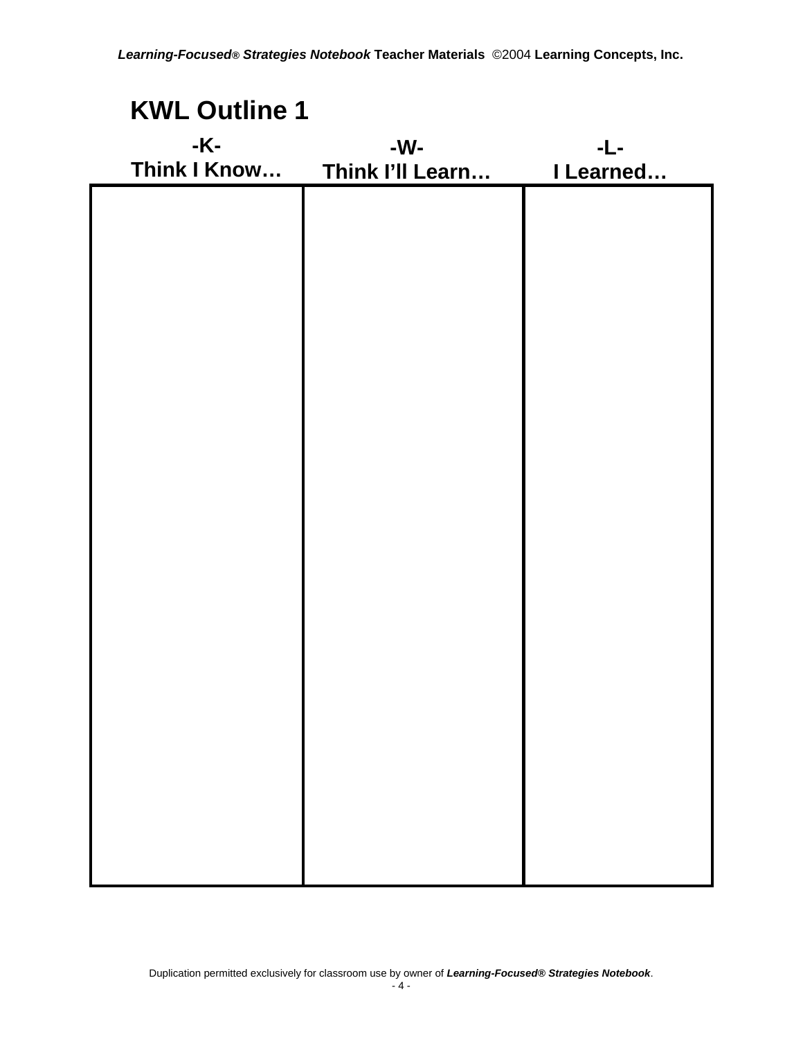# KWL Outline 1

| -K-<br>Think I Know… | -W-<br>Think I'll Learn… | -L-<br>I Learned… |
|---|---|---|
| | | |

Duplication permitted exclusively for classroom use by owner of ***Learning-Focused® Strategies Notebook***.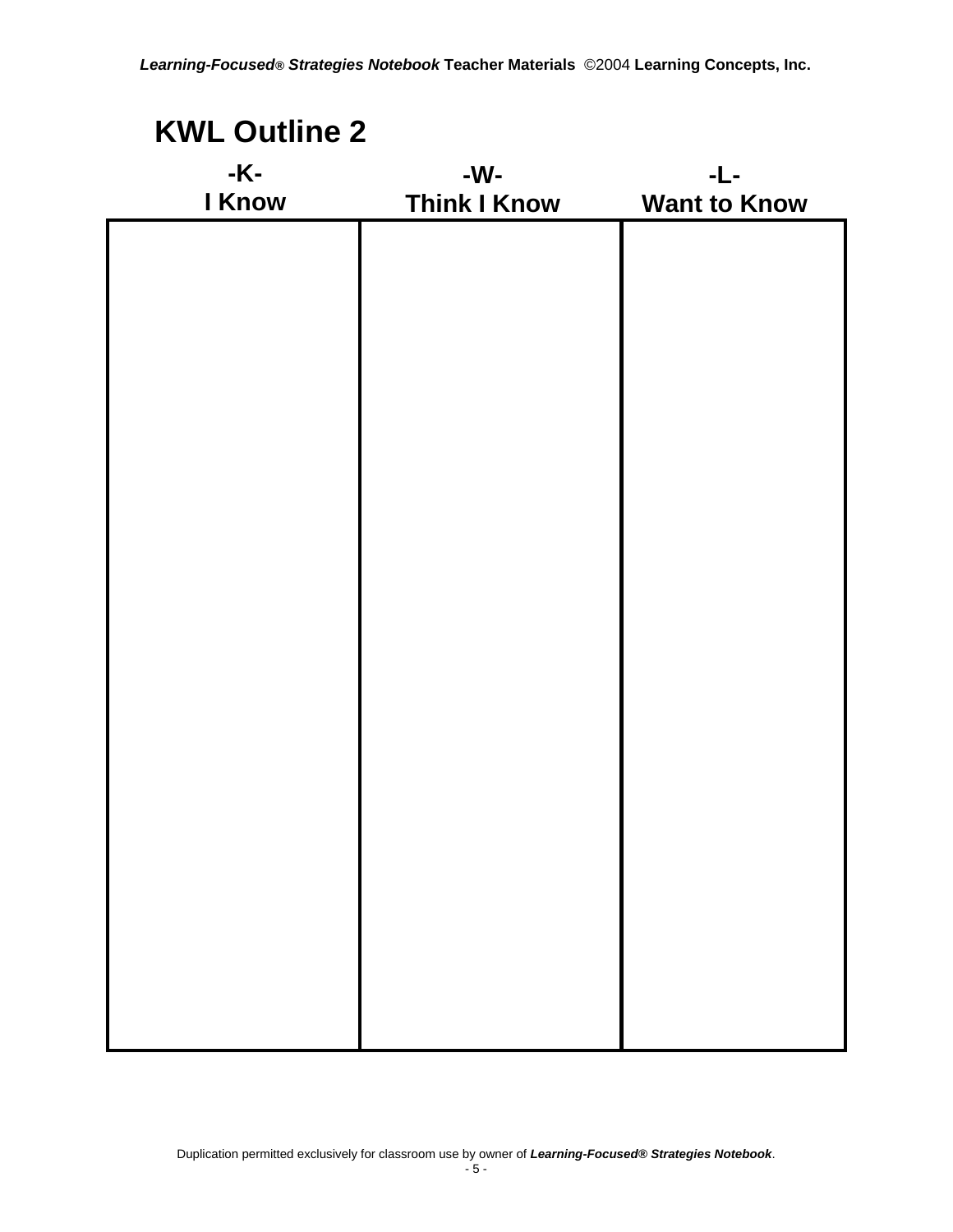# KWL Outline 2

| -K-<br>I Know | -W-<br>Think I Know | -L-<br>Want to Know |
|---|---|---|
| | | |

Duplication permitted exclusively for classroom use by owner of ***Learning-Focused® Strategies Notebook***.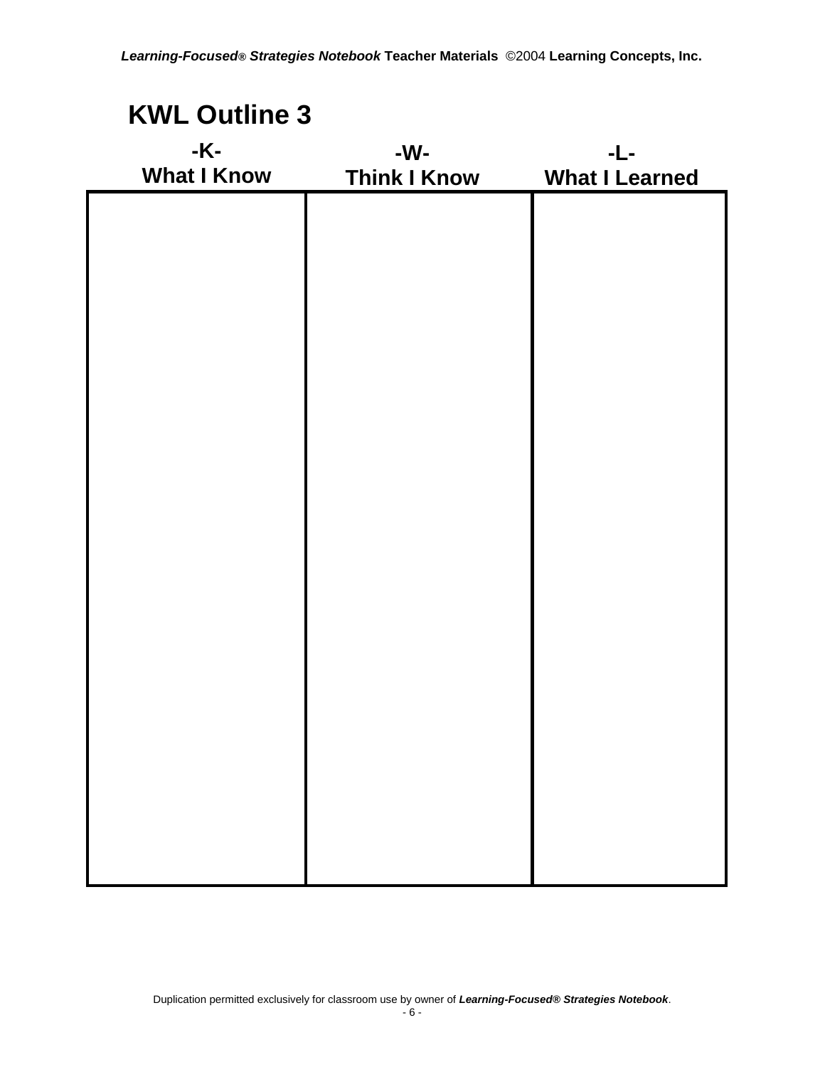# KWL Outline 3

| -K- What I Know | -W- Think I Know | -L- What I Learned |
| --- | --- | --- |
| | | |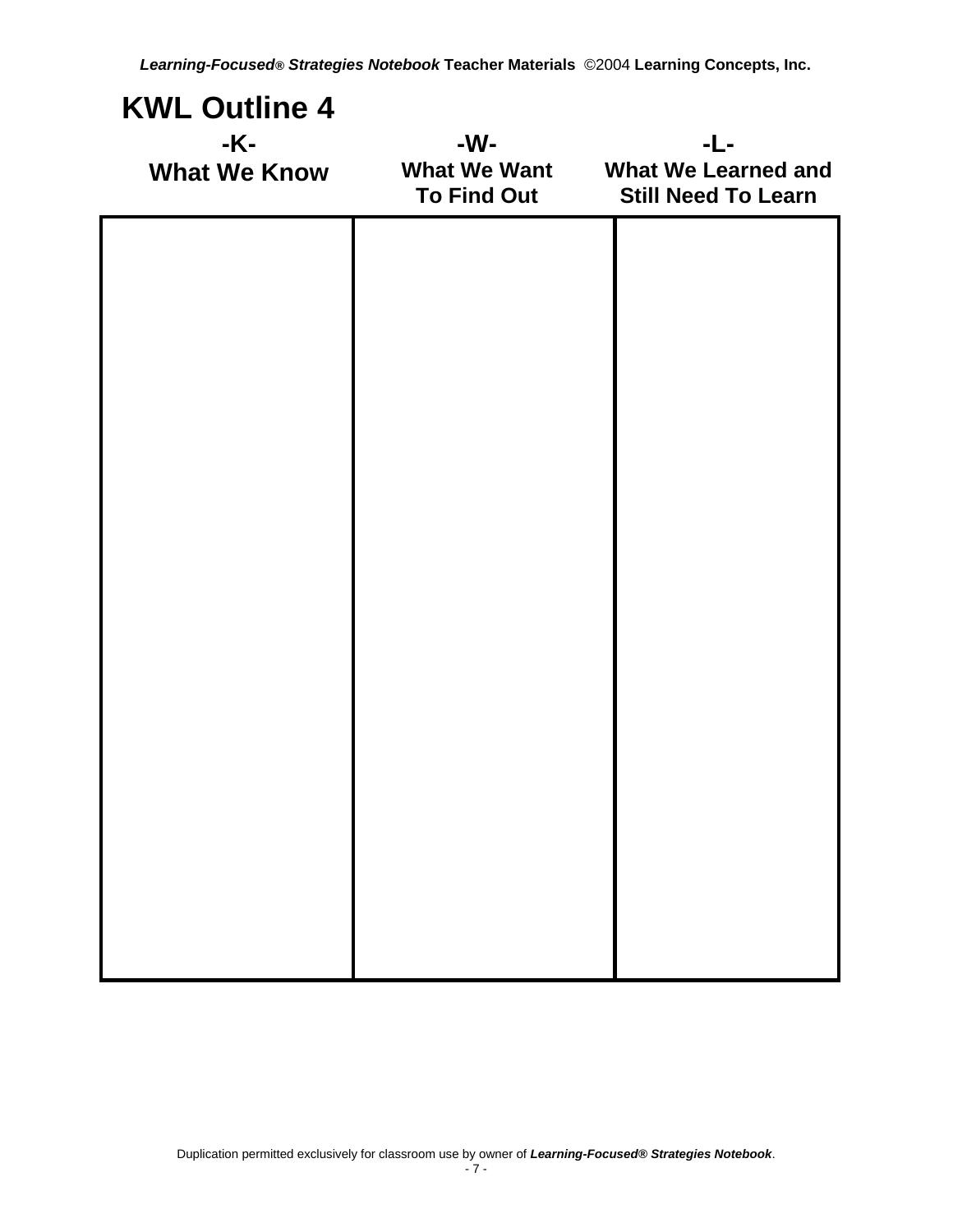# KWL Outline 4

| -K- What We Know | -W- What We Want To Find Out | -L- What We Learned and Still Need To Learn |
|---|---|---|
| | | |

Duplication permitted exclusively for classroom use by owner of ***Learning-Focused® Strategies Notebook***.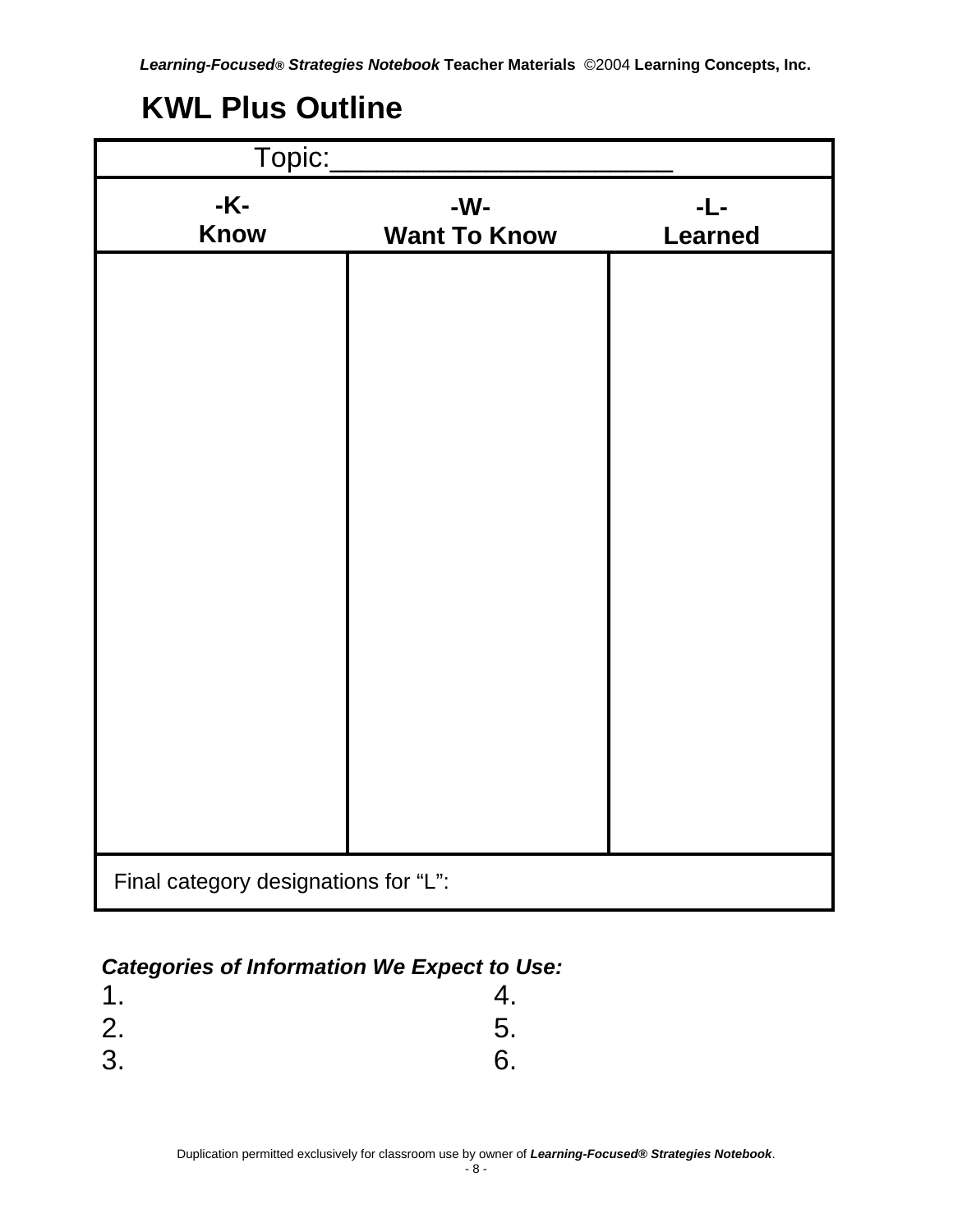# KWL Plus Outline

| Topic:______________________ | | |
|---|---|---|
| -K-<br>Know | -W-<br>Want To Know | -L-<br>Learned |
| | | |
| Final category designations for "L": | | |

***Categories of Information We Expect to Use:***

1.
2.
3.
4.
5.
6.

Duplication permitted exclusively for classroom use by owner of ***Learning-Focused® Strategies Notebook***.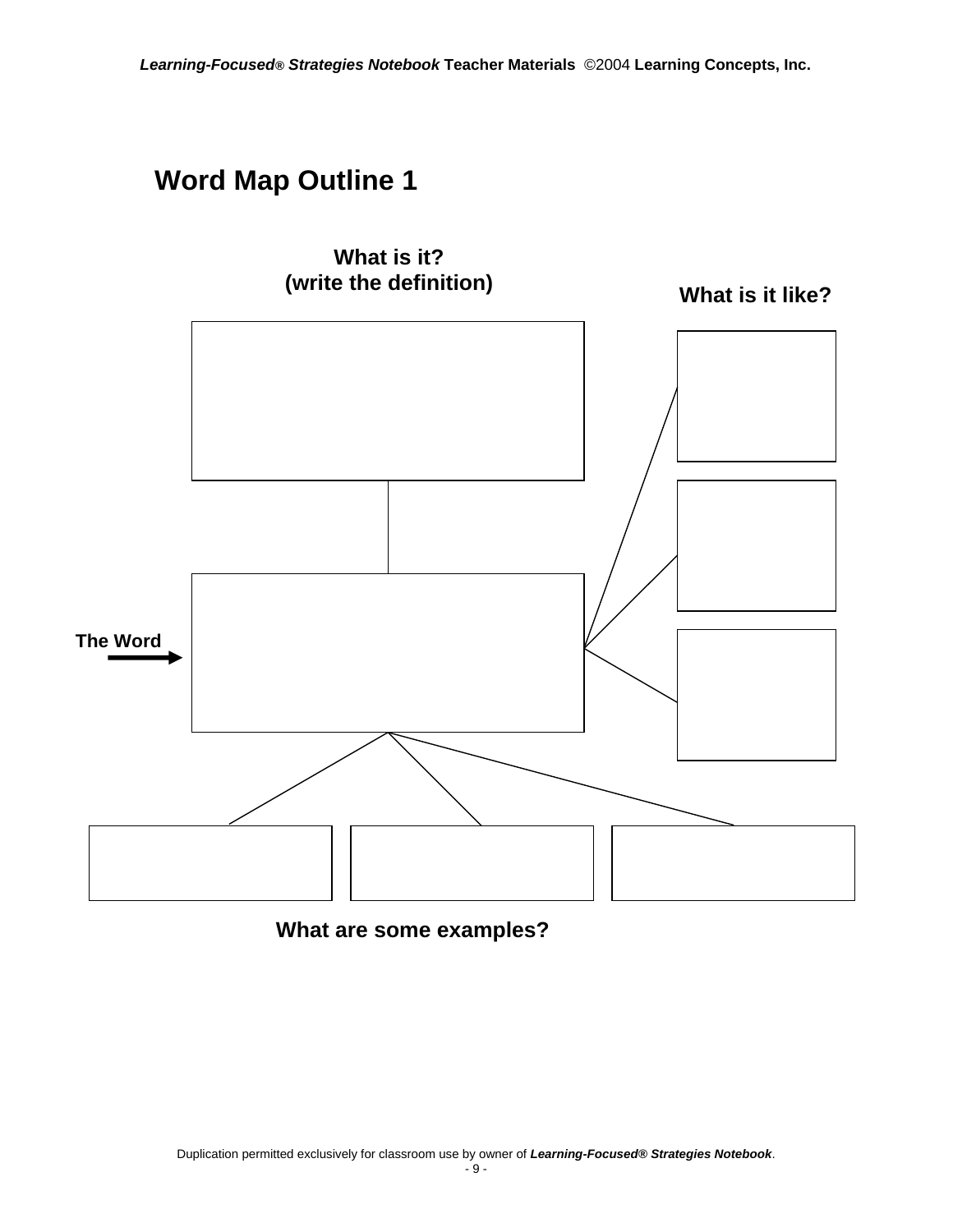# Word Map Outline 1

**What is it?**
**(write the definition)**

**What is it like?**

**The Word**

**What are some examples?**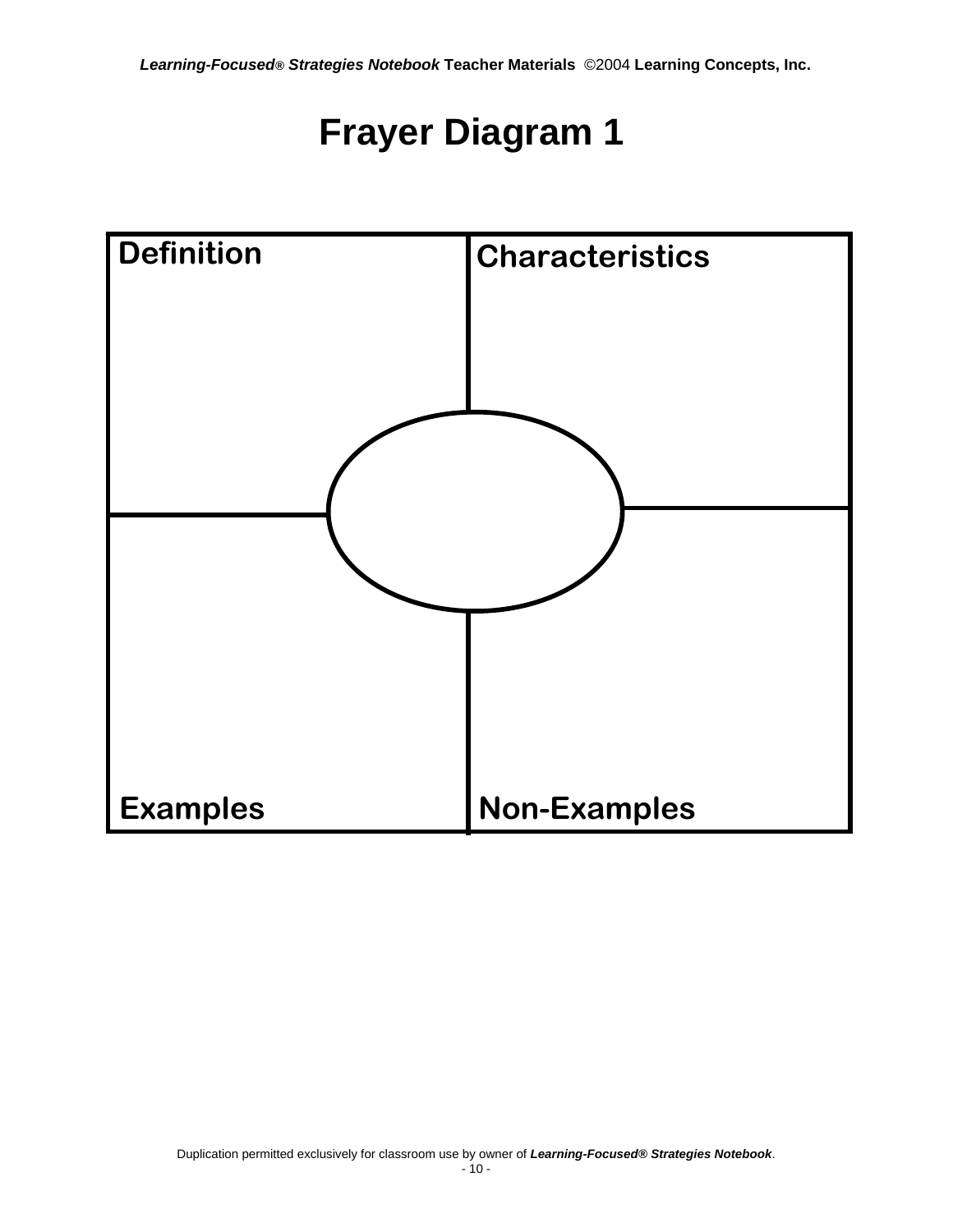# Frayer Diagram 1

| Definition | Characteristics |
| --- | --- |
| Examples | Non-Examples |

Duplication permitted exclusively for classroom use by owner of ***Learning-Focused® Strategies Notebook***.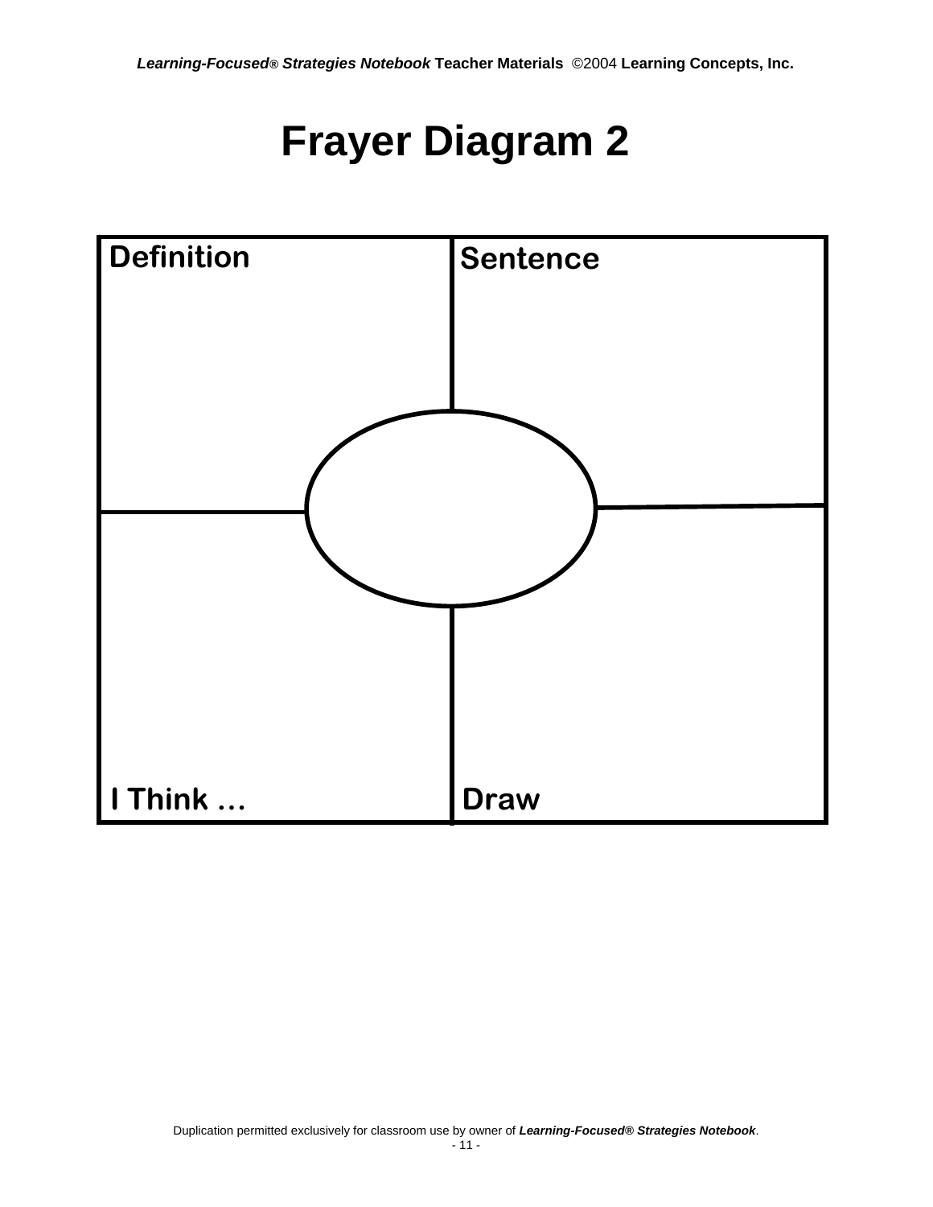# Frayer Diagram 2

| Definition | Sentence |
| --- | --- |
| I Think ... | Draw |

Duplication permitted exclusively for classroom use by owner of ***Learning-Focused® Strategies Notebook***.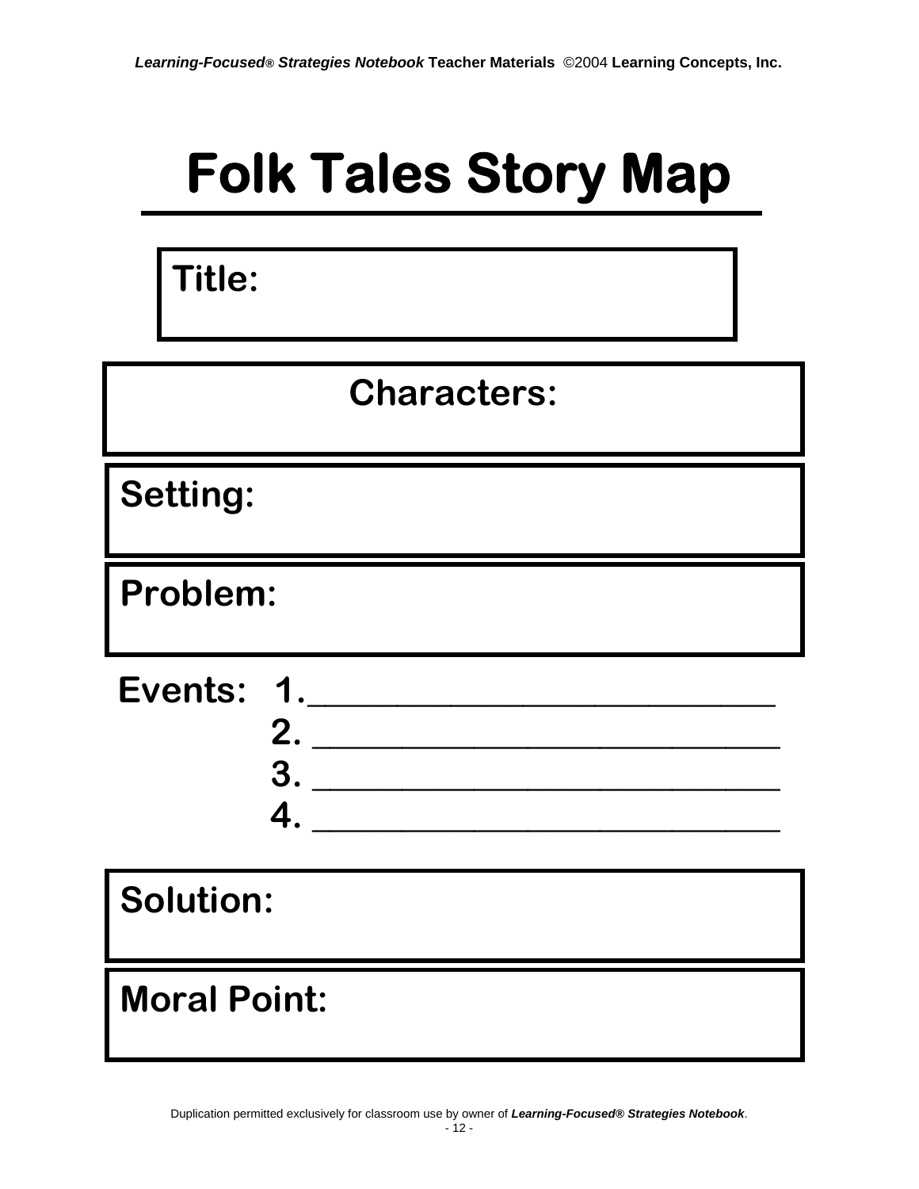# Folk Tales Story Map

**Title:**

**Characters:**

**Setting:**

**Problem:**

**Events:**
1. ____________________________
2. ____________________________
3. ____________________________
4. ____________________________

**Solution:**

**Moral Point:**

Duplication permitted exclusively for classroom use by owner of ***Learning-Focused® Strategies Notebook***.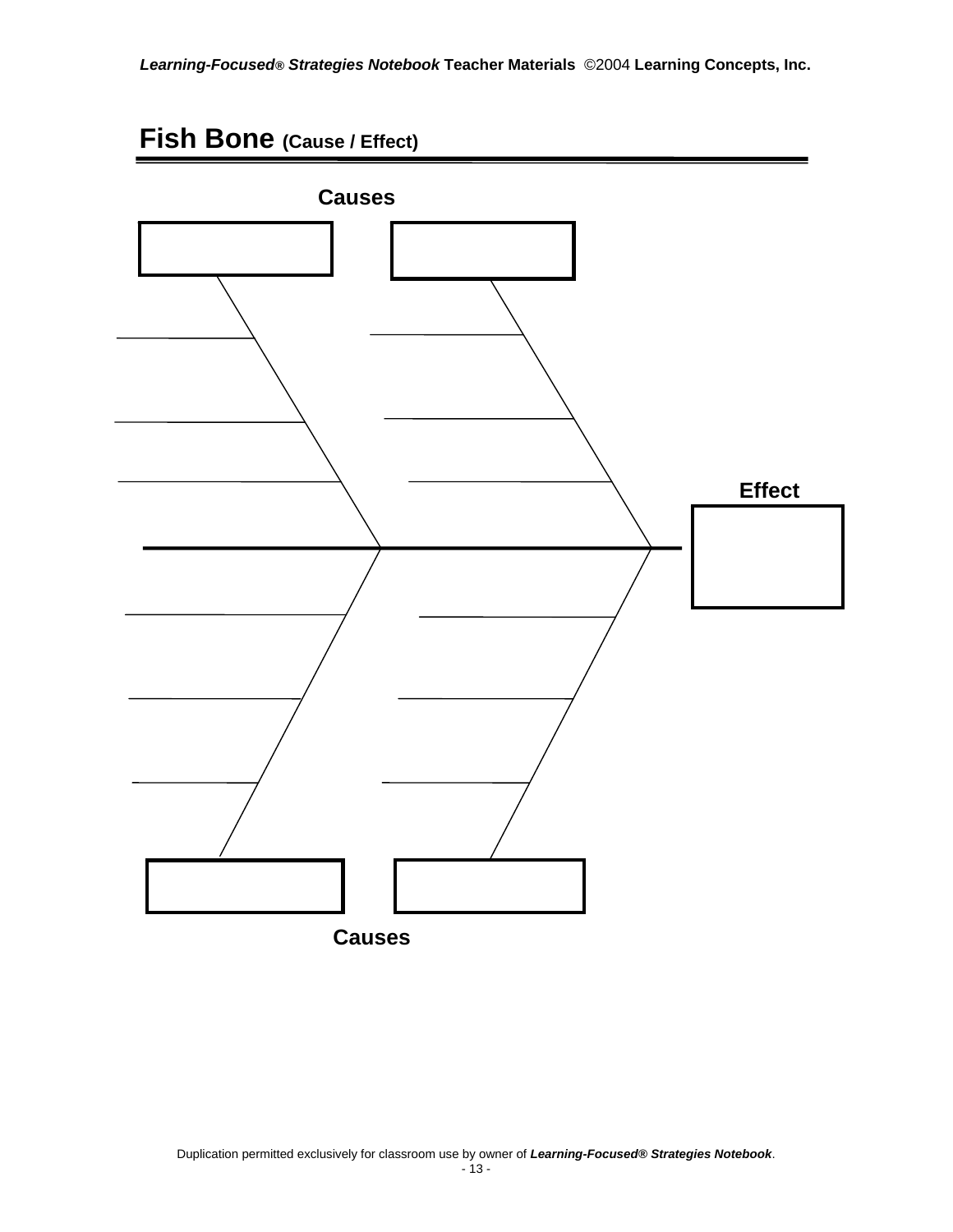# Fish Bone (Cause / Effect)

**Causes**

**Effect**

**Causes**

Duplication permitted exclusively for classroom use by owner of ***Learning-Focused® Strategies Notebook***.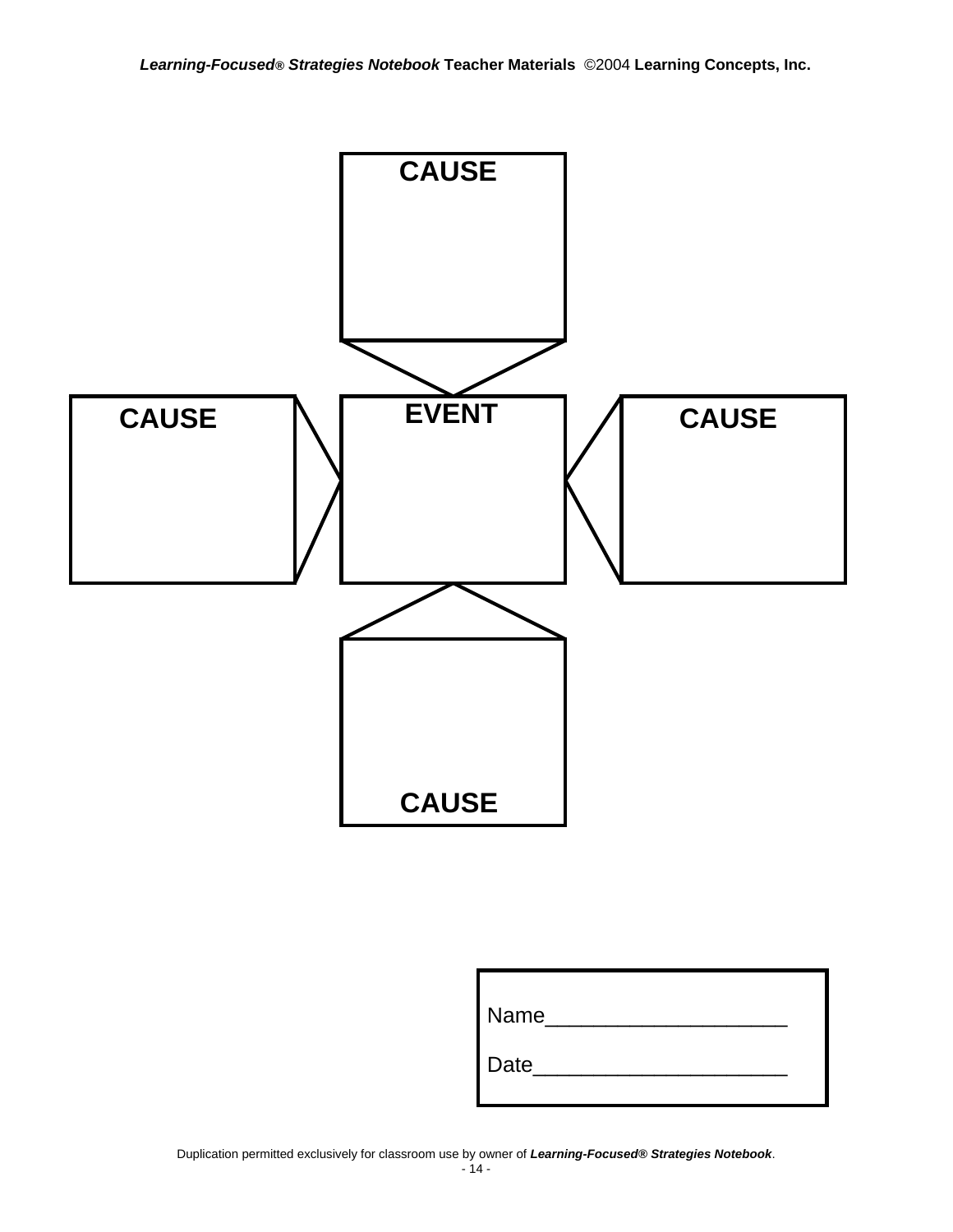CAUSE

CAUSE

EVENT

CAUSE

CAUSE

Name____________________

Date_____________________

Duplication permitted exclusively for classroom use by owner of ***Learning-Focused® Strategies Notebook***.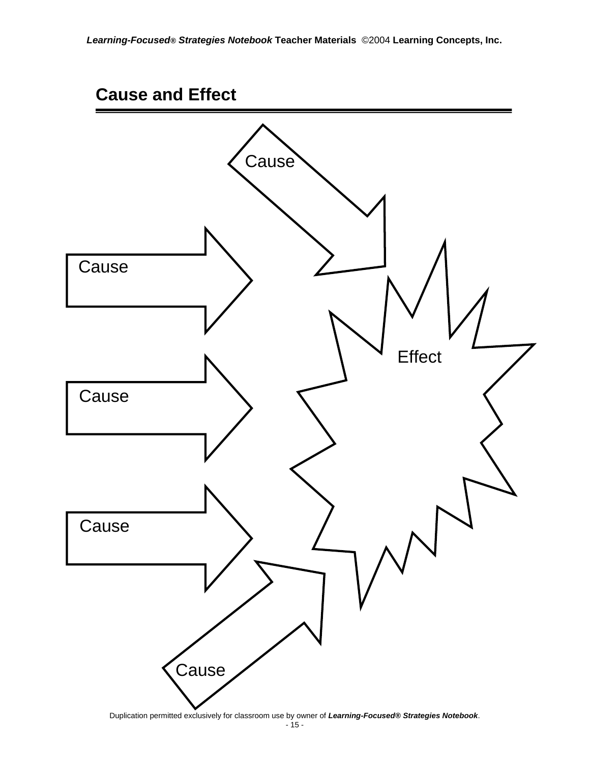## Cause and Effect

Cause

Cause

Effect

Cause

Cause

Cause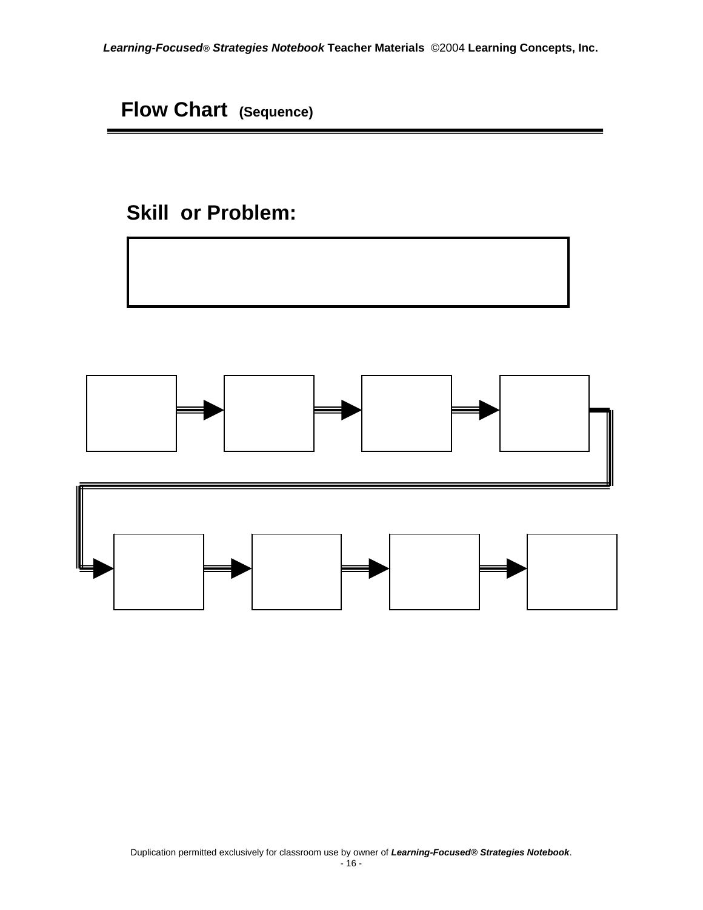# Flow Chart (Sequence)

## Skill or Problem:

Duplication permitted exclusively for classroom use by owner of ***Learning-Focused® Strategies Notebook***.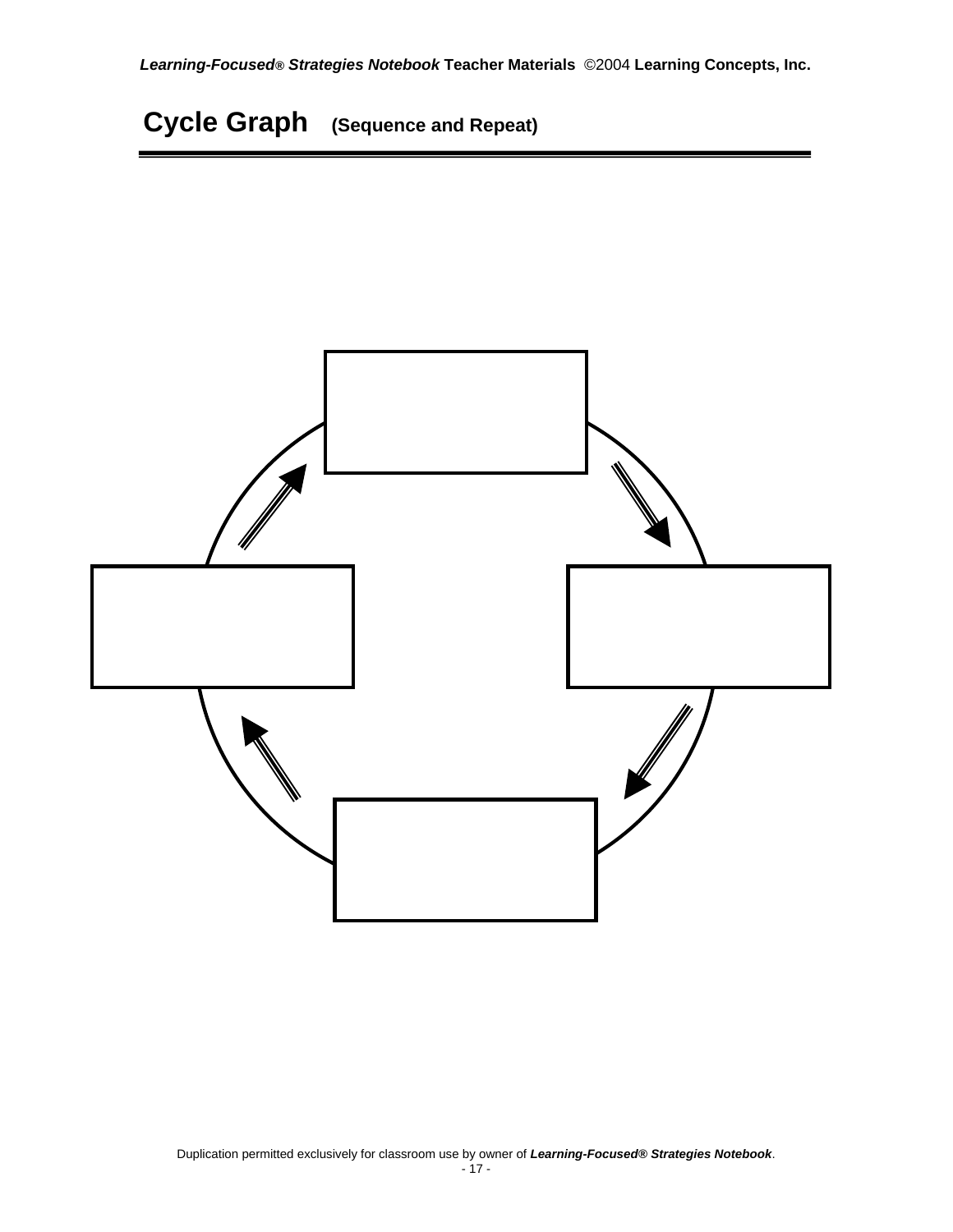# Cycle Graph **(Sequence and Repeat)**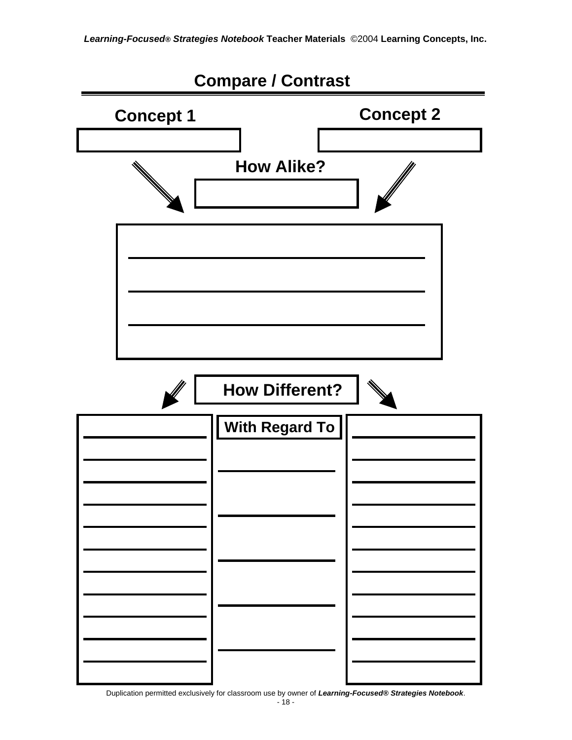# Compare / Contrast

**Concept 1** | **Concept 2**

**How Alike?**

**How Different?**

| | **With Regard To** | |
|---|---|---|
| | | |

Duplication permitted exclusively for classroom use by owner of ***Learning-Focused® Strategies Notebook***.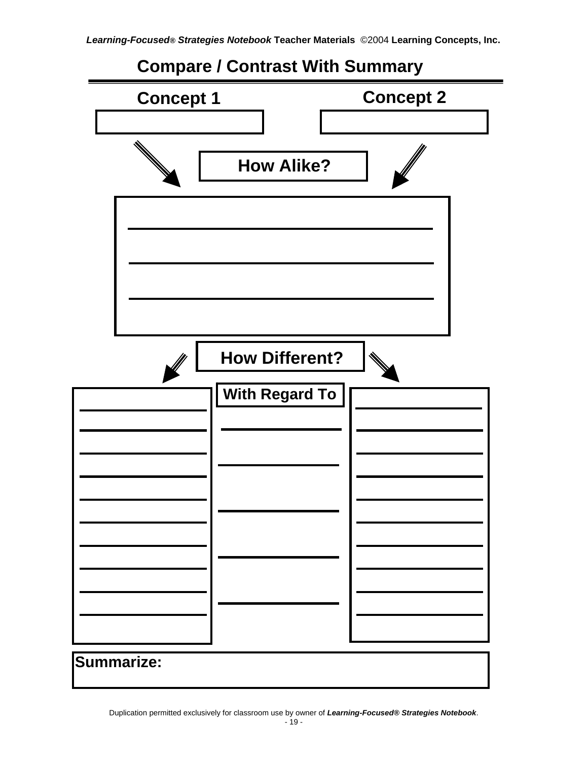# Compare / Contrast With Summary

**Concept 1**

**Concept 2**

**How Alike?**

**How Different?**

**With Regard To**

**Summarize:**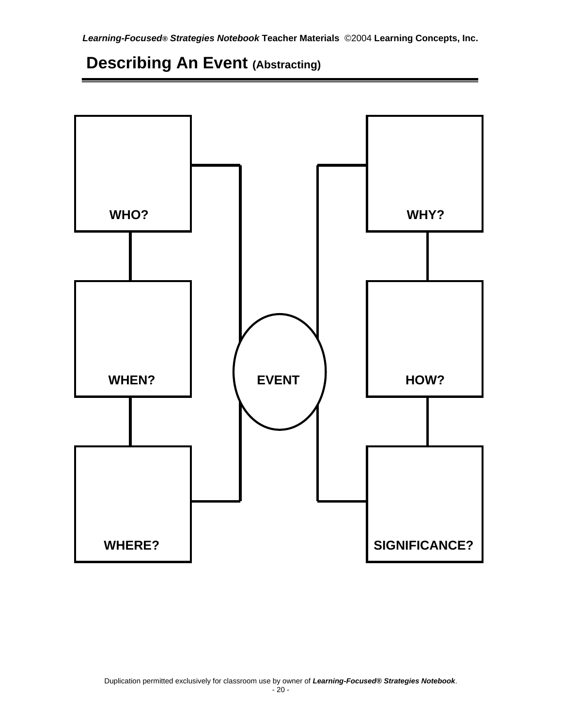# Describing An Event (Abstracting)

WHO?

WHEN?

WHERE?

EVENT

WHY?

HOW?

SIGNIFICANCE?

Duplication permitted exclusively for classroom use by owner of ***Learning-Focused® Strategies Notebook***.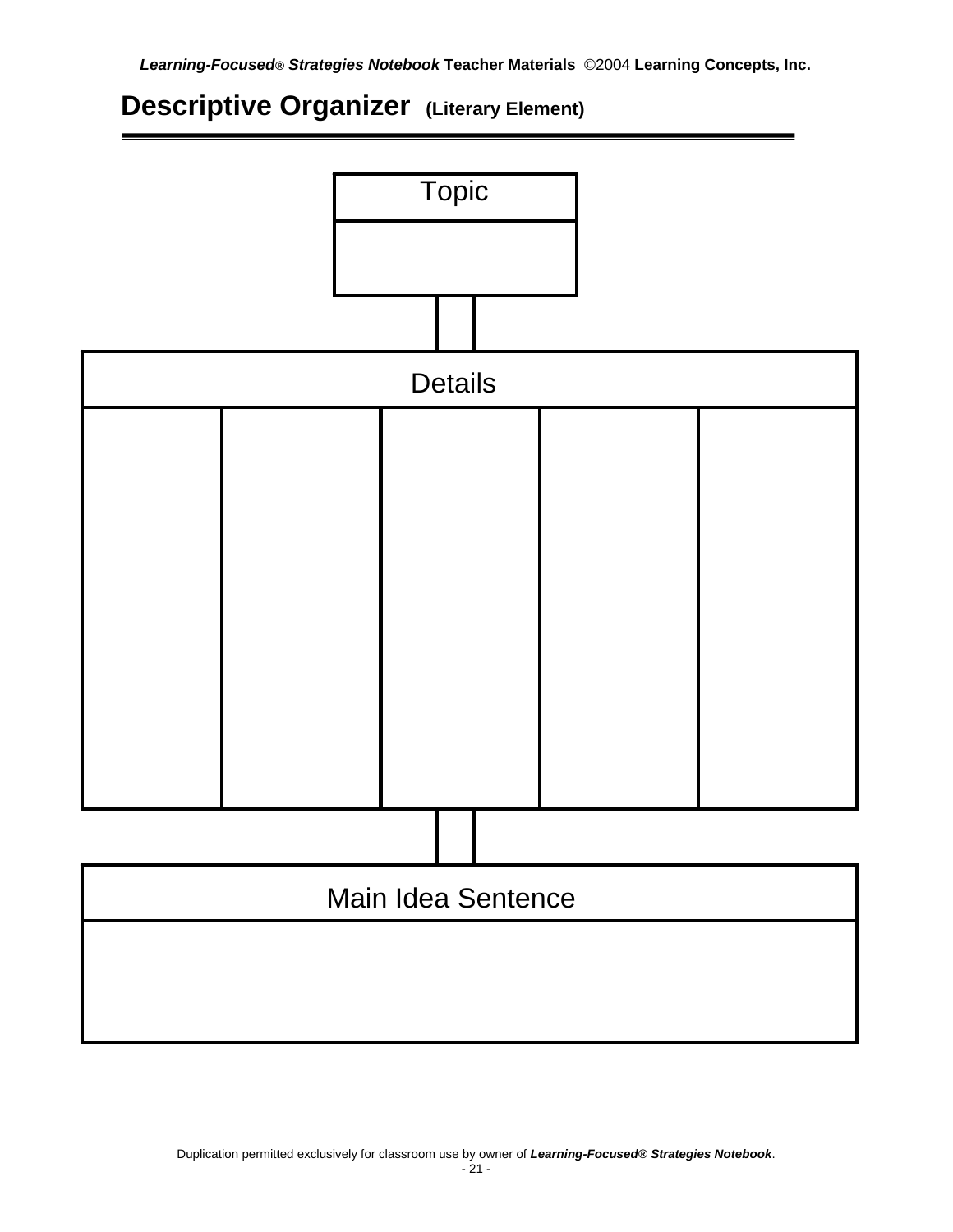# Descriptive Organizer (Literary Element)

| Topic |
| --- |
| |

| Details | | | | |
| --- | --- | --- | --- | --- |
| | | | | |

| Main Idea Sentence |
| --- |
| |

Duplication permitted exclusively for classroom use by owner of ***Learning-Focused® Strategies Notebook***.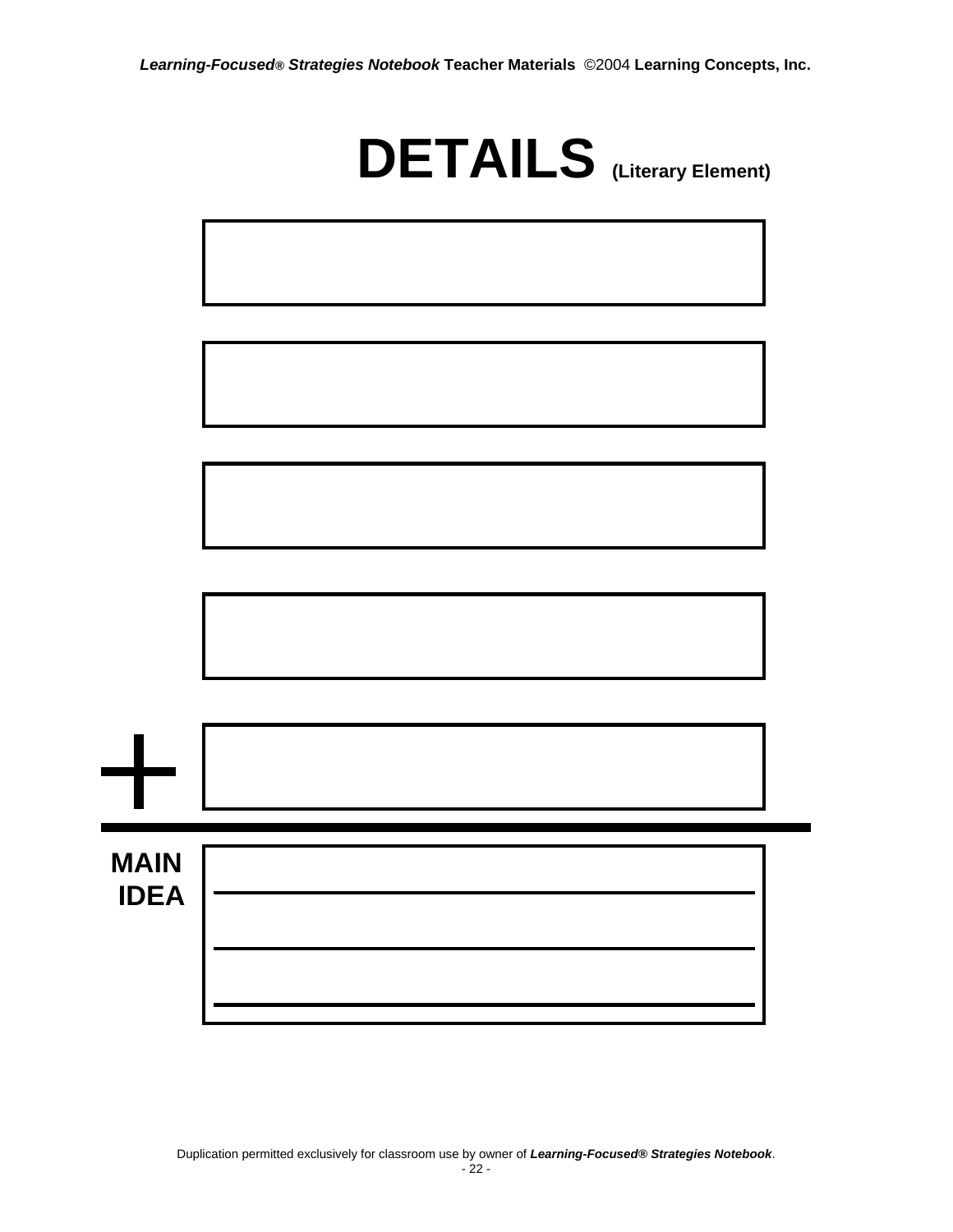# DETAILS (Literary Element)

+

**MAIN IDEA**

Duplication permitted exclusively for classroom use by owner of ***Learning-Focused® Strategies Notebook***.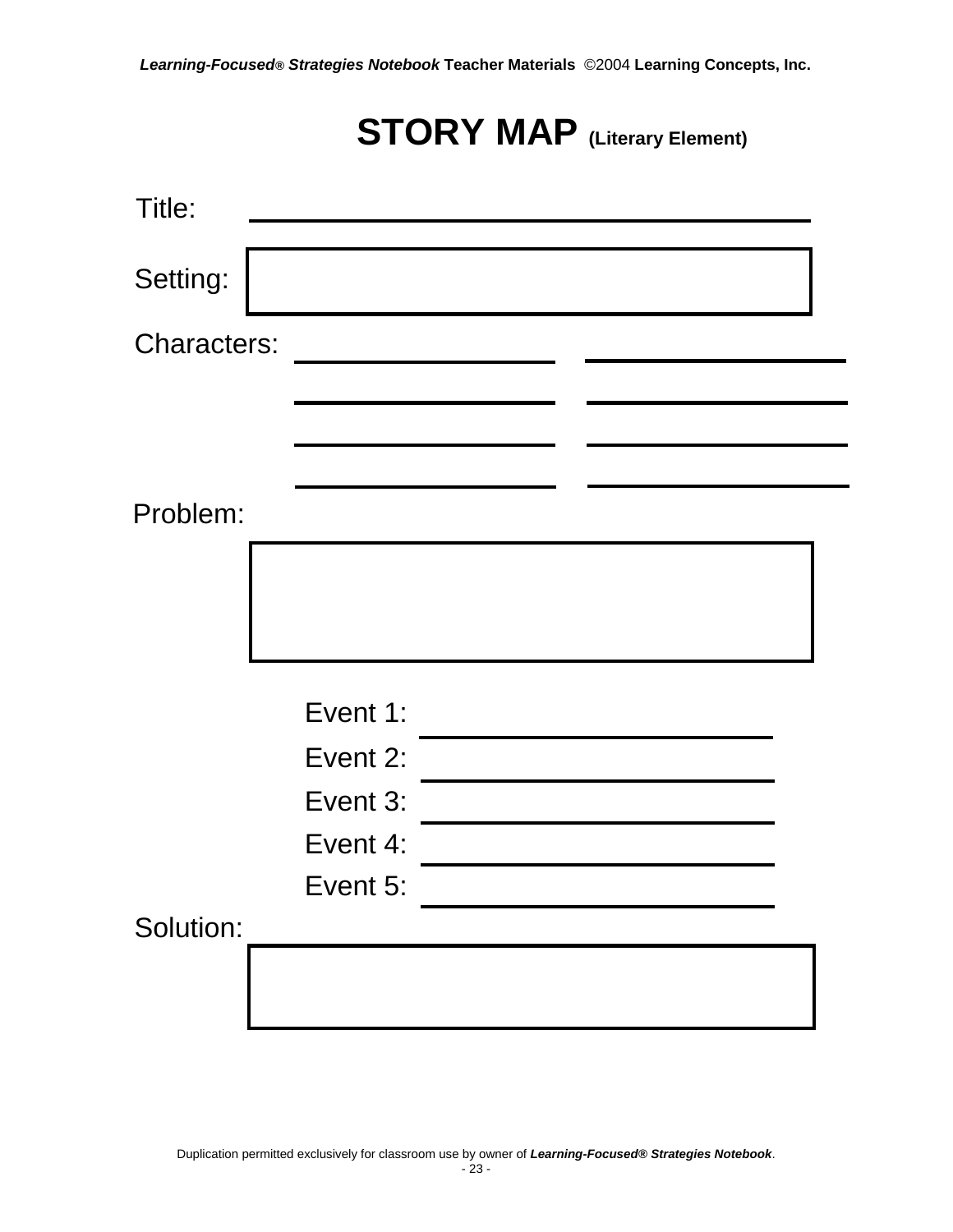# STORY MAP (Literary Element)

Title: ______________________________

Setting:

Characters: ______________ ______________

______________ ______________

______________ ______________

______________ ______________

Problem:

Event 1: ______________________

Event 2: ______________________

Event 3: ______________________

Event 4: ______________________

Event 5: ______________________

Solution:

Duplication permitted exclusively for classroom use by owner of ***Learning-Focused® Strategies Notebook***.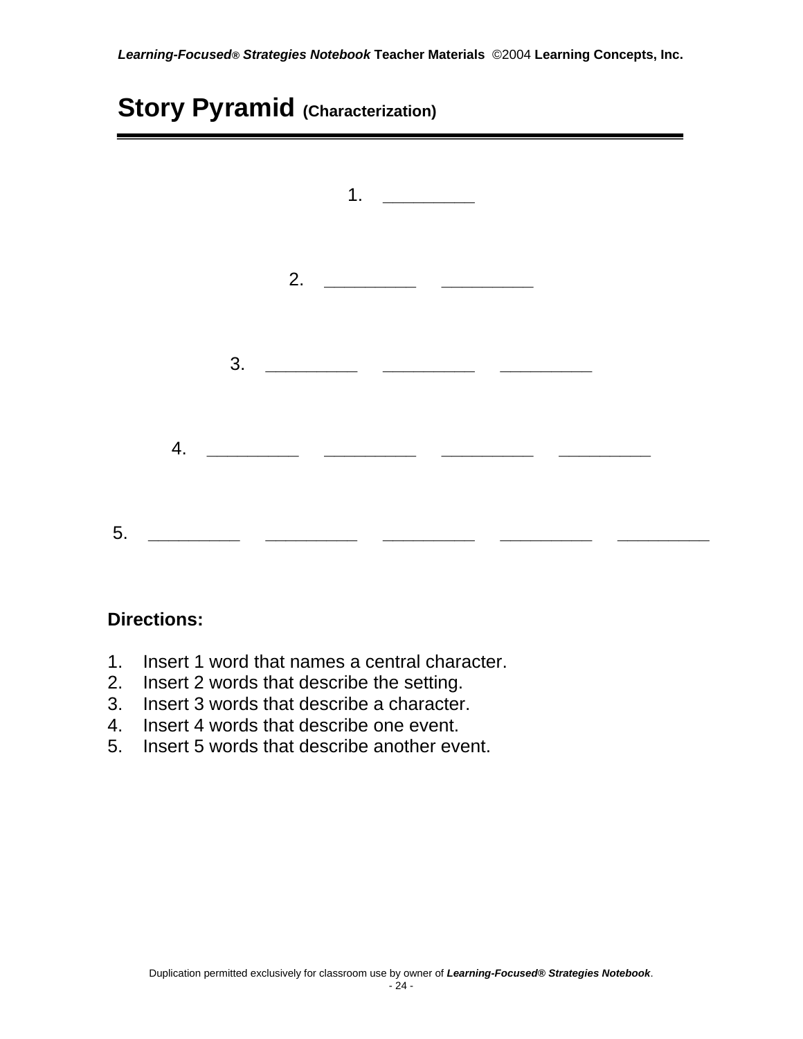# Story Pyramid (Characterization)

1. __________

2. __________ __________

3. __________ __________ __________

4. __________ __________ __________ __________

5. __________ __________ __________ __________ __________

**Directions:**

1. Insert 1 word that names a central character.
2. Insert 2 words that describe the setting.
3. Insert 3 words that describe a character.
4. Insert 4 words that describe one event.
5. Insert 5 words that describe another event.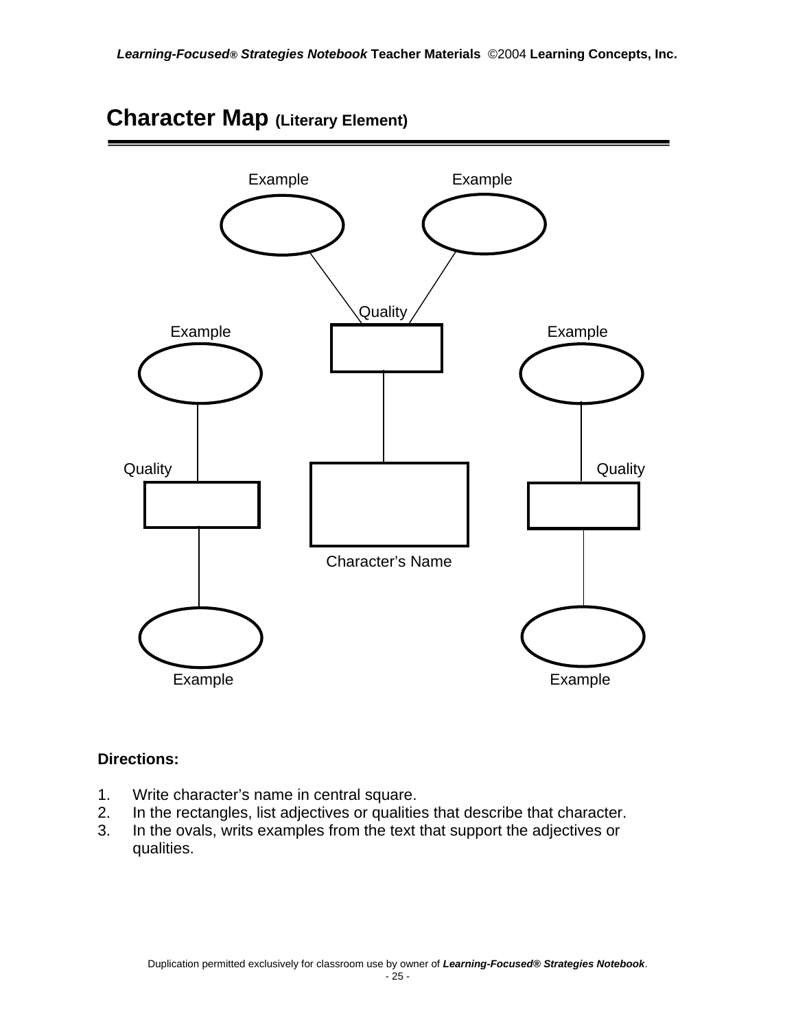# Character Map (Literary Element)

Example Example

Quality

Example Example

Quality Quality

Character's Name

Example Example

**Directions:**

1. Write character's name in central square.
2. In the rectangles, list adjectives or qualities that describe that character.
3. In the ovals, writs examples from the text that support the adjectives or qualities.

Duplication permitted exclusively for classroom use by owner of ***Learning-Focused® Strategies Notebook***.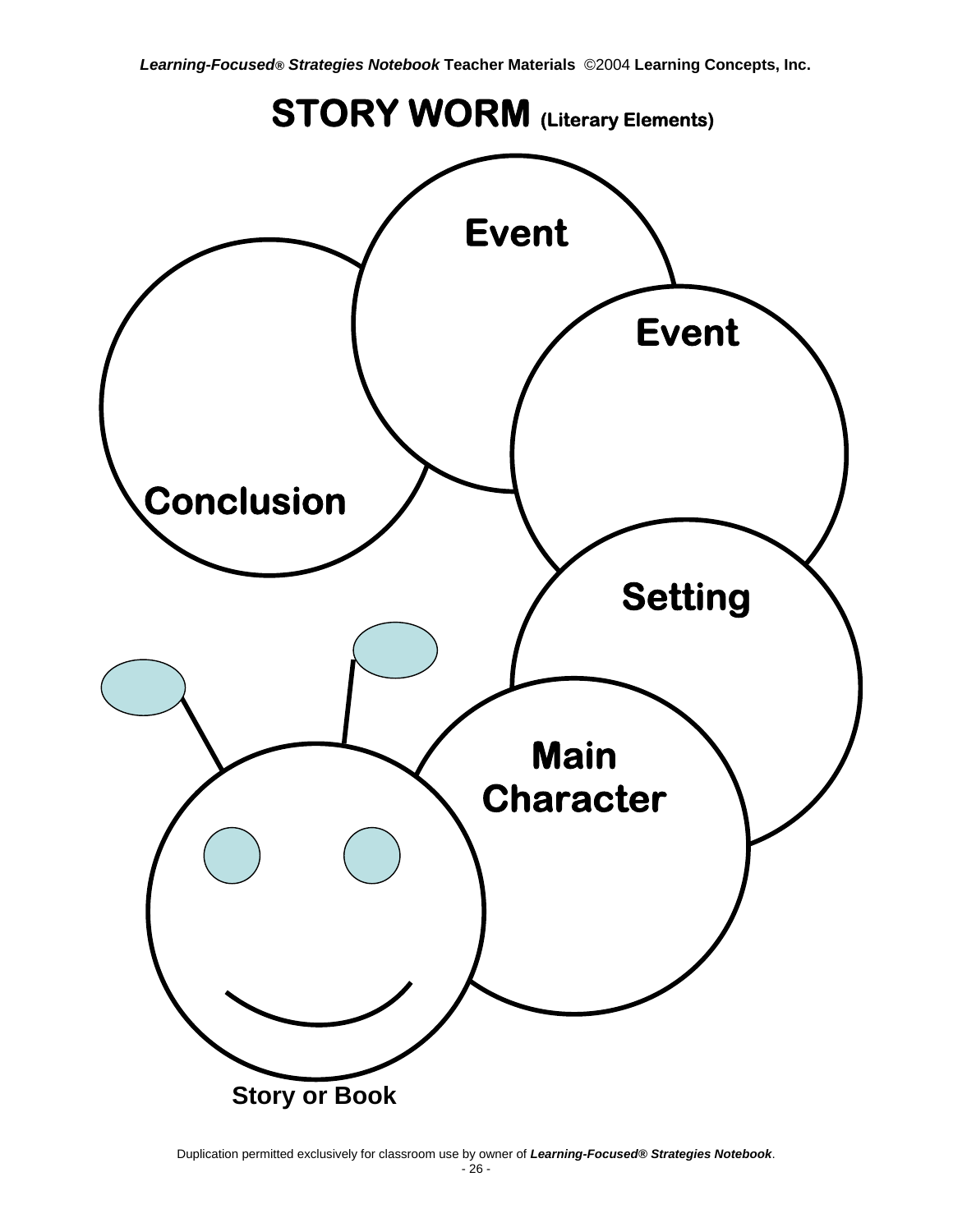# STORY WORM (Literary Elements)

Event

Event

Conclusion

Setting

Main Character

Story or Book

Duplication permitted exclusively for classroom use by owner of ***Learning-Focused® Strategies Notebook***.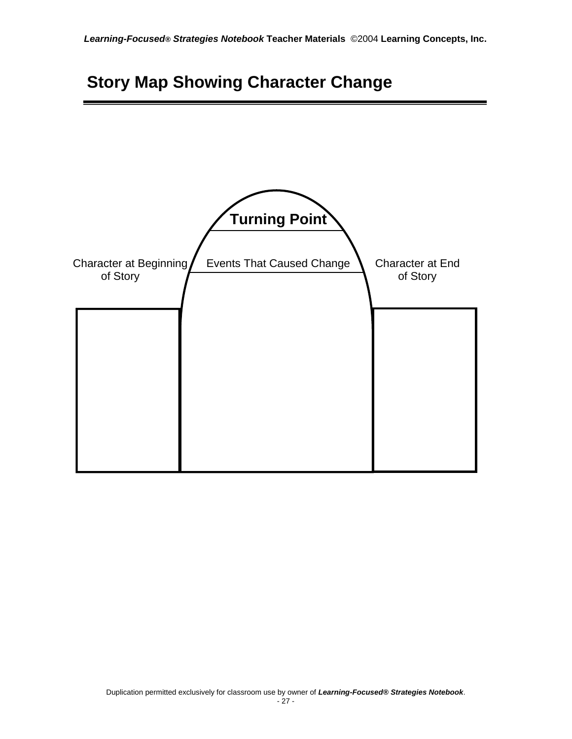# Story Map Showing Character Change

**Turning Point**

| Character at Beginning of Story | Events That Caused Change | Character at End of Story |
|---|---|---|
| | | |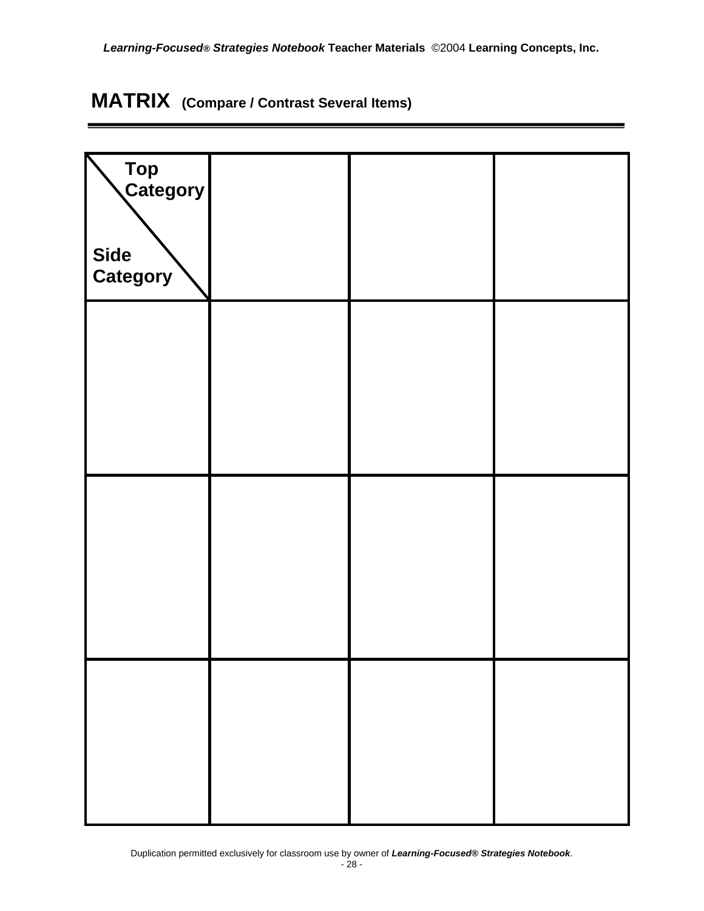# MATRIX (Compare / Contrast Several Items)

| Top Category / Side Category | | | |
|---|---|---|---|
| | | | |
| | | | |
| | | | |

Duplication permitted exclusively for classroom use by owner of ***Learning-Focused® Strategies Notebook***.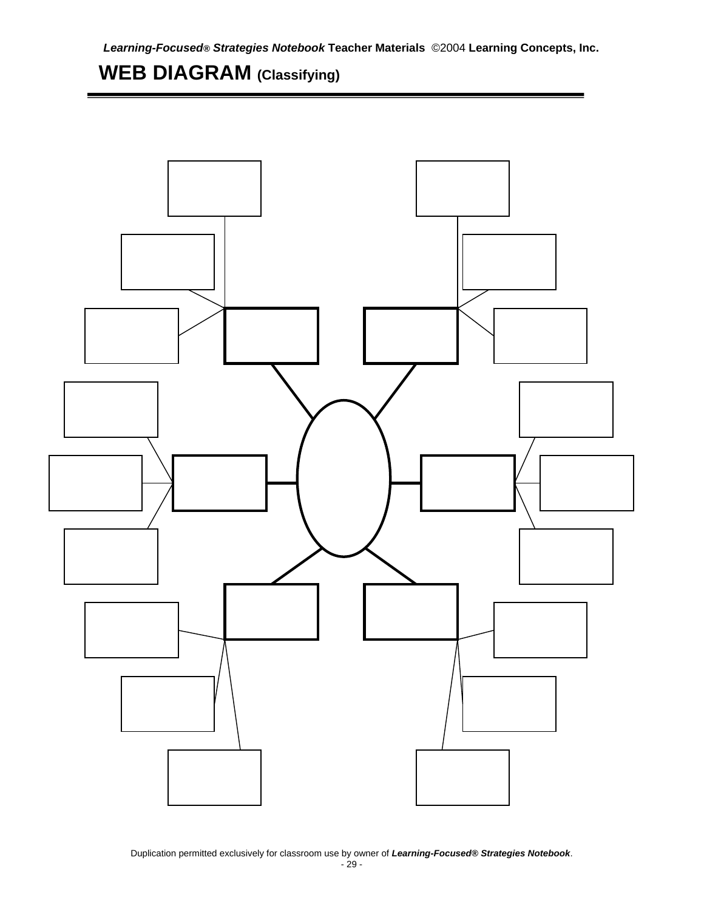# WEB DIAGRAM (Classifying)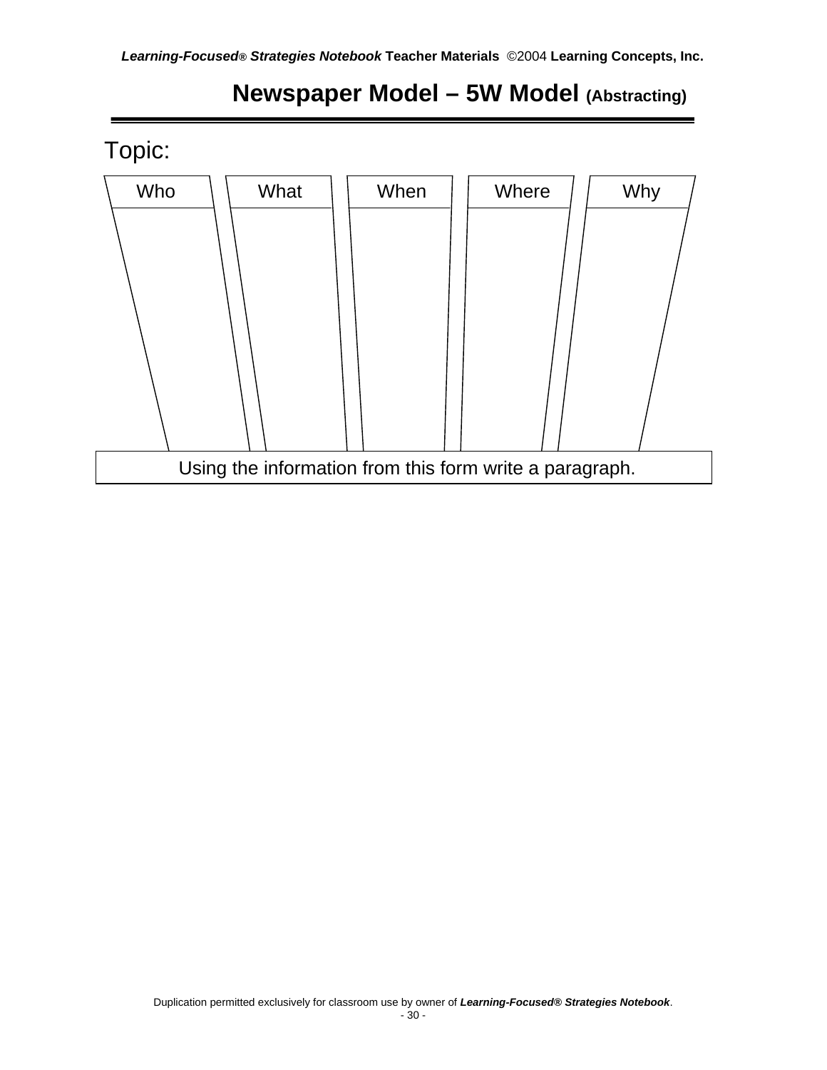# Newspaper Model – 5W Model (Abstracting)

Topic:

| Who | What | When | Where | Why |
|---|---|---|---|---|
| | | | | |

Using the information from this form write a paragraph.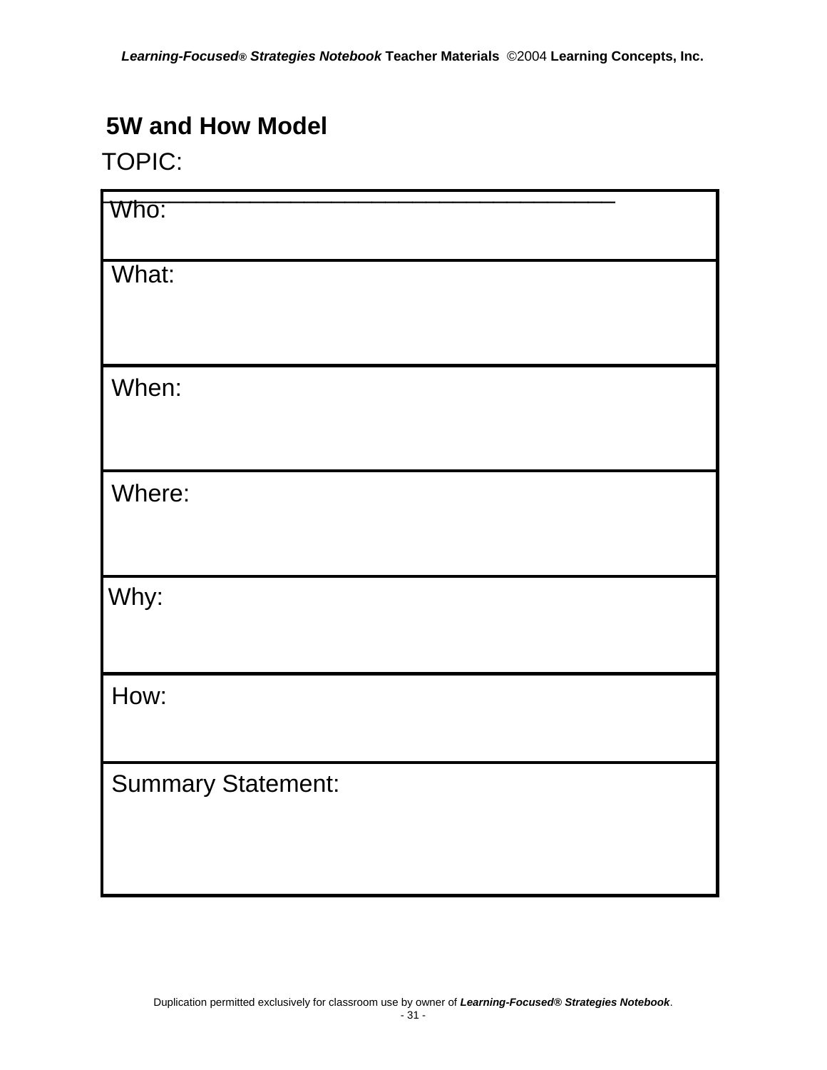## 5W and How Model

TOPIC: ________________________________________

| |
|---|
| Who: |
| What: |
| When: |
| Where: |
| Why: |
| How: |
| Summary Statement: |

Duplication permitted exclusively for classroom use by owner of ***Learning-Focused® Strategies Notebook***.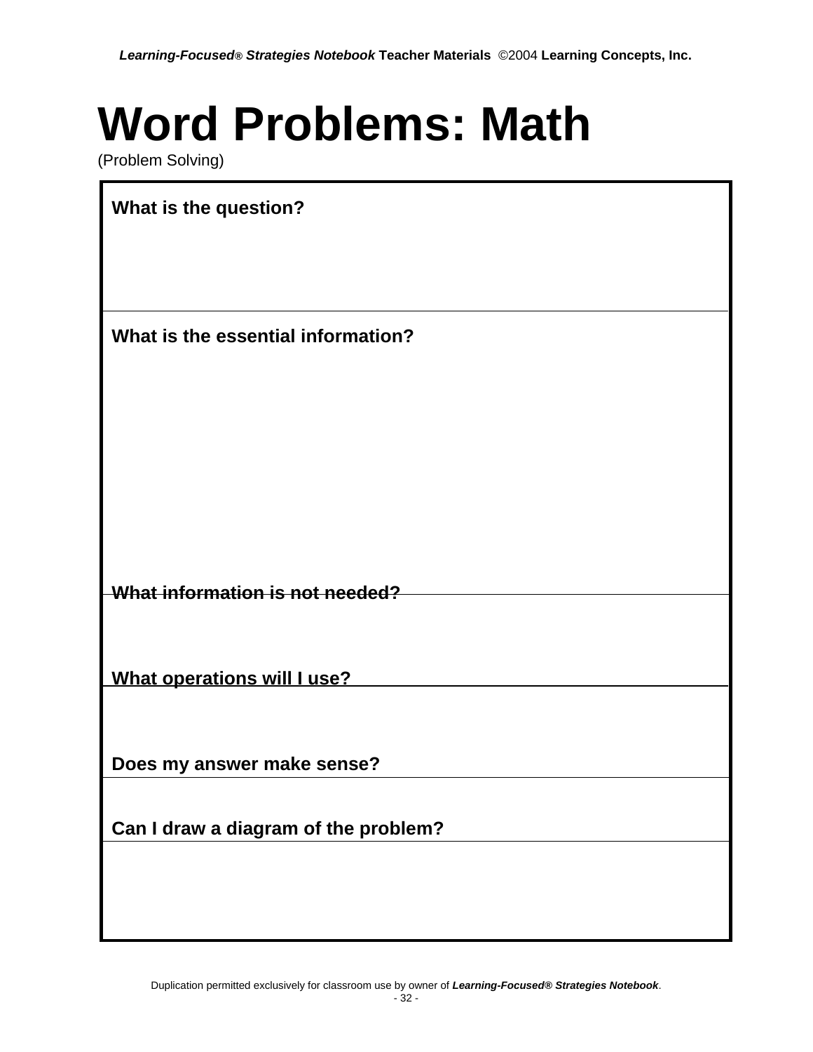# Word Problems: Math

(Problem Solving)

**What is the question?**

**What is the essential information?**

**What information is not needed?**

**What operations will I use?**

**Does my answer make sense?**

**Can I draw a diagram of the problem?**

Duplication permitted exclusively for classroom use by owner of ***Learning-Focused® Strategies Notebook***.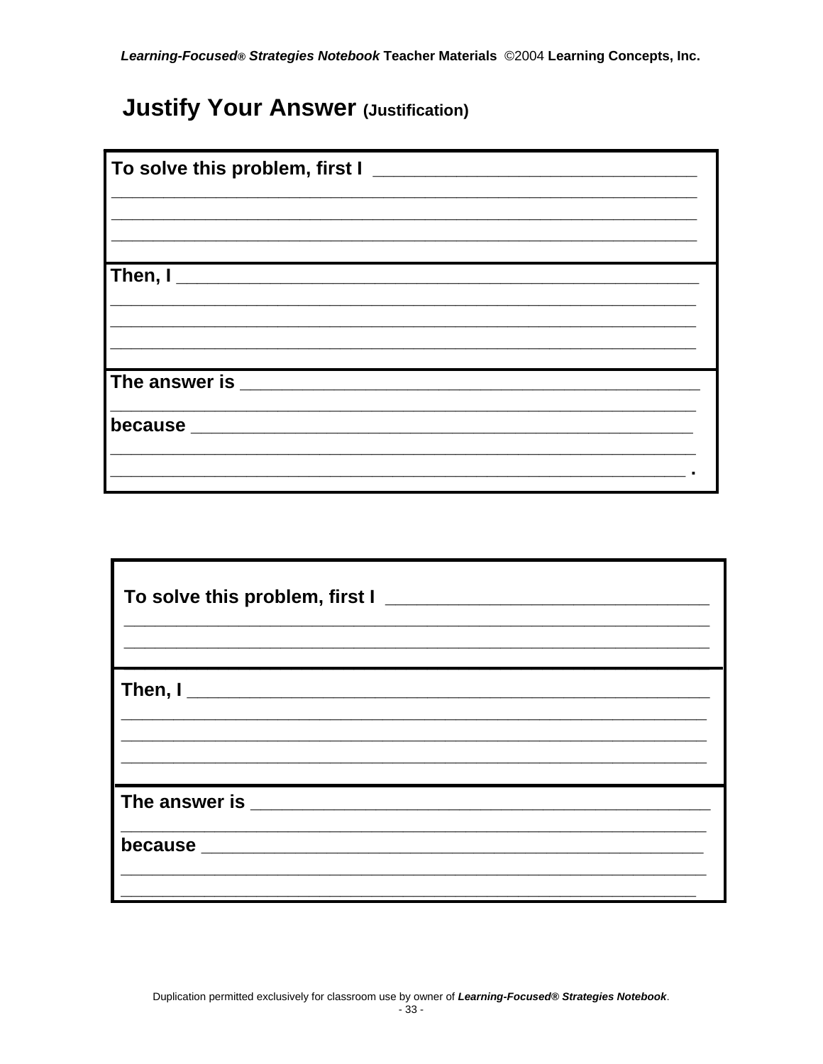## Justify Your Answer (Justification)

**To solve this problem, first I** ________________________________
_______________________________________________________________
_______________________________________________________________
_______________________________________________________________

**Then, I** ____________________________________________________
_______________________________________________________________
_______________________________________________________________
_______________________________________________________________

**The answer is** ______________________________________________
_______________________________________________________________
**because** ____________________________________________________
_______________________________________________________________
______________________________________________________________ .

---

**To solve this problem, first I** ________________________________
_______________________________________________________________
_______________________________________________________________

**Then, I** ____________________________________________________
_______________________________________________________________
_______________________________________________________________
_______________________________________________________________

**The answer is** ______________________________________________
_______________________________________________________________
**because** ____________________________________________________
_______________________________________________________________
_______________________________________________________________

Duplication permitted exclusively for classroom use by owner of ***Learning-Focused® Strategies Notebook***.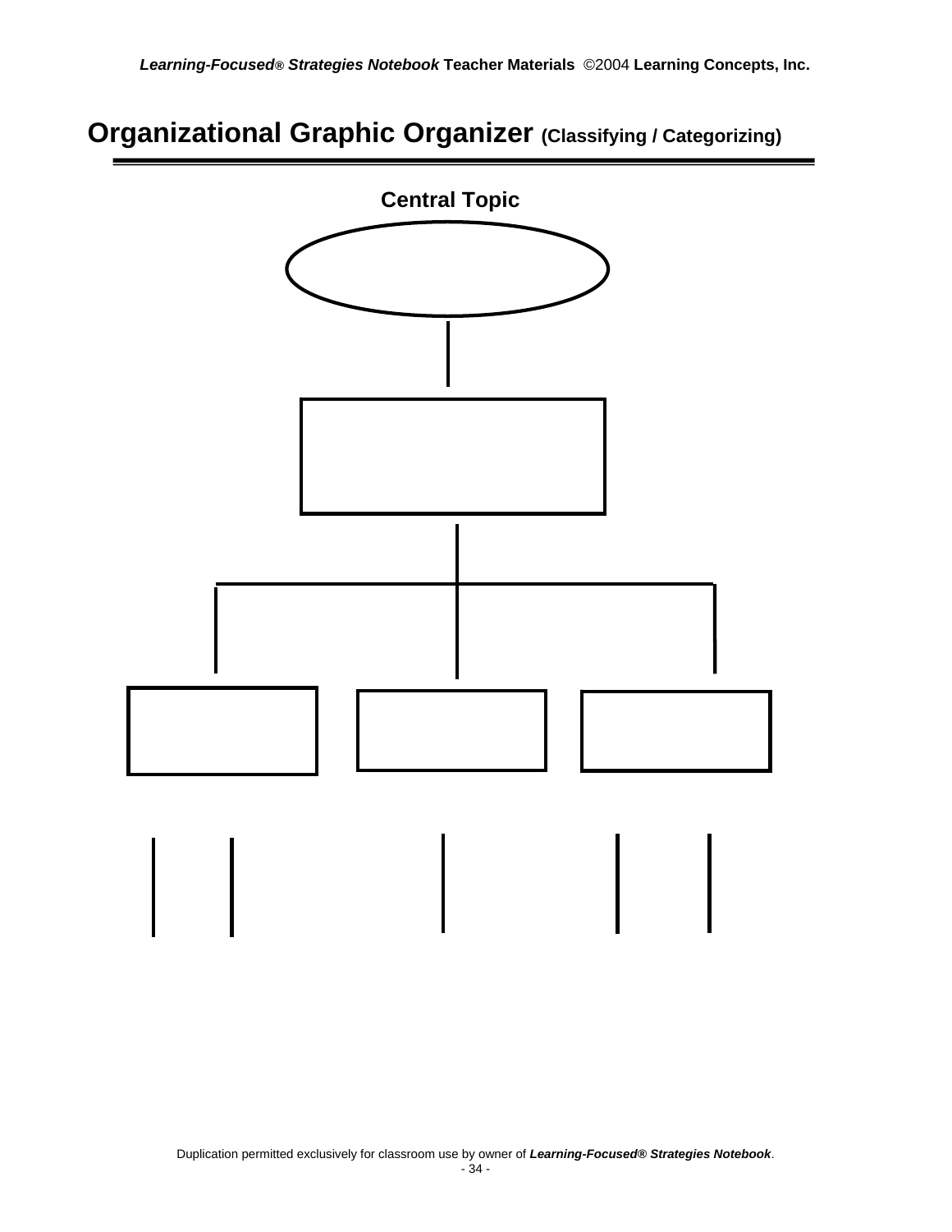# Organizational Graphic Organizer (Classifying / Categorizing)

**Central Topic**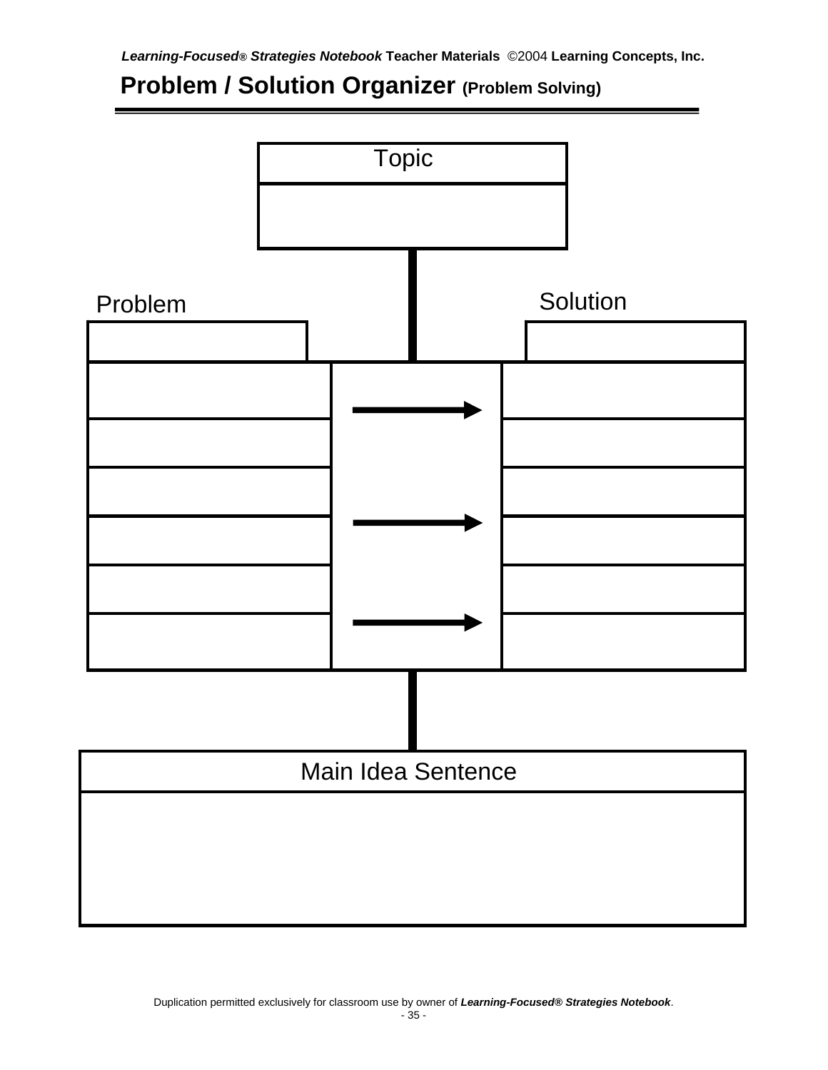## Problem / Solution Organizer (Problem Solving)

Topic

Problem

Solution

Main Idea Sentence

Duplication permitted exclusively for classroom use by owner of ***Learning-Focused® Strategies Notebook***.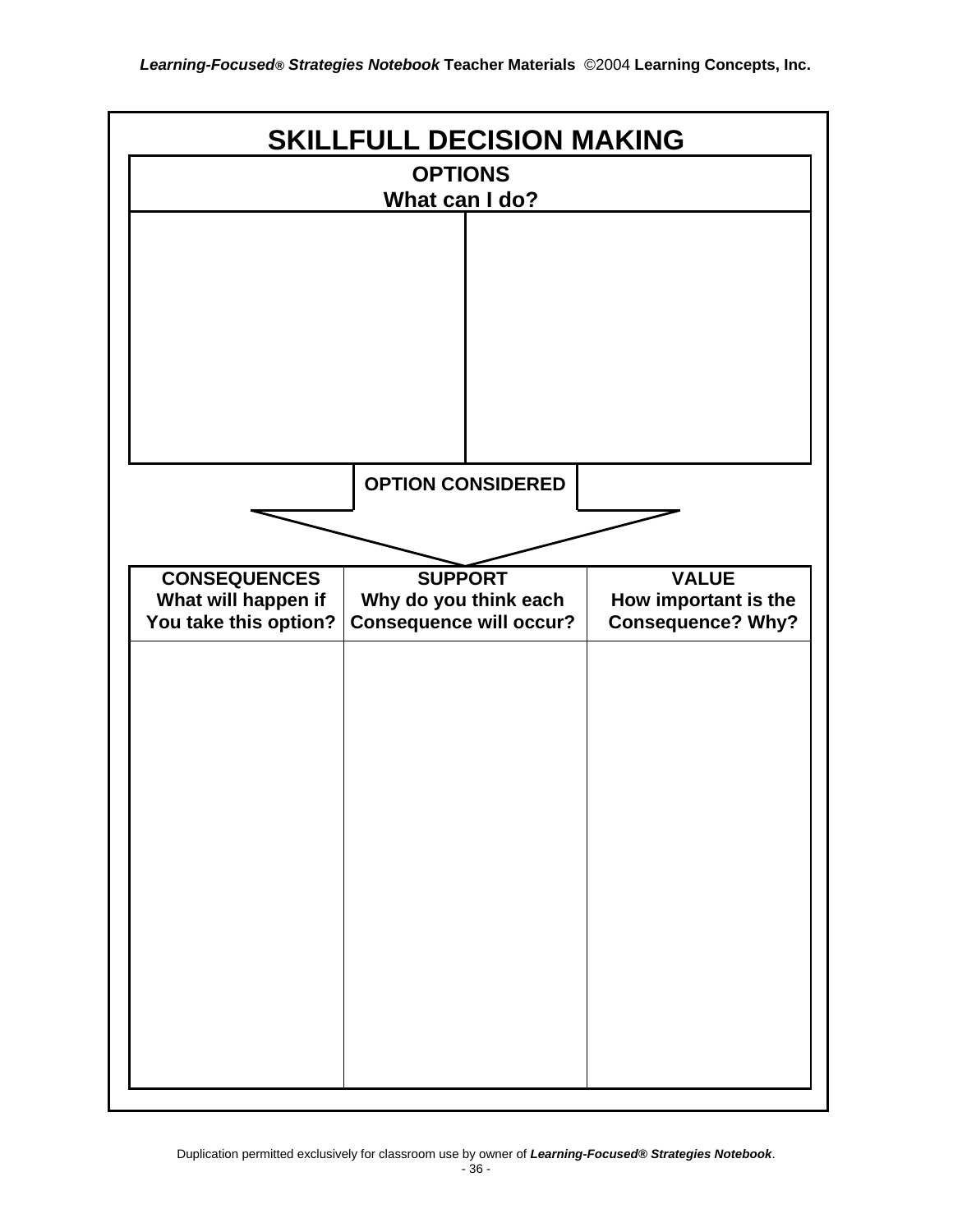# SKILLFULL DECISION MAKING

| OPTIONS<br>What can I do? | |
|---|---|
| | |

**OPTION CONSIDERED**

| CONSEQUENCES<br>What will happen if You take this option? | SUPPORT<br>Why do you think each Consequence will occur? | VALUE<br>How important is the Consequence? Why? |
|---|---|---|
| | | |

Duplication permitted exclusively for classroom use by owner of ***Learning-Focused® Strategies Notebook***.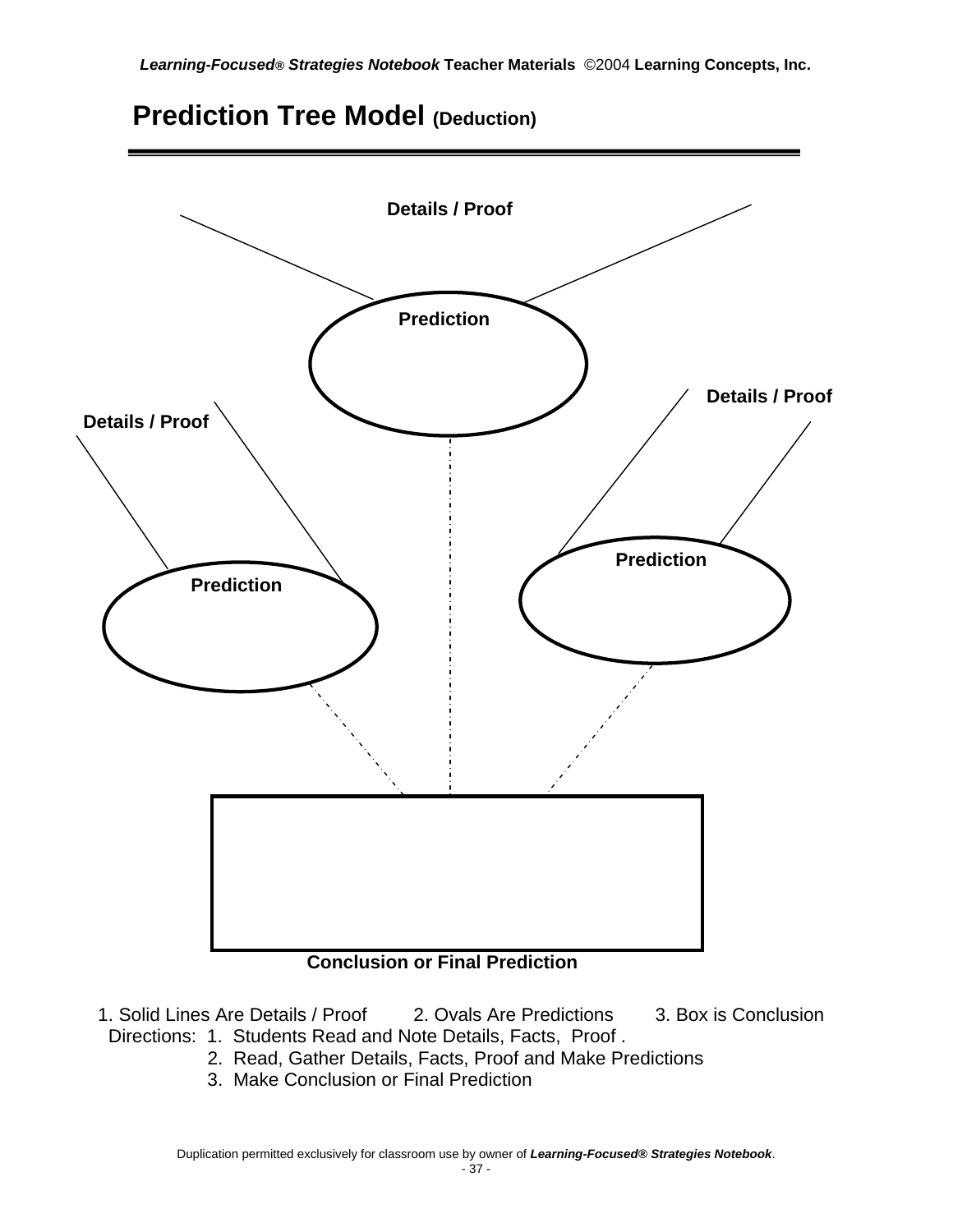# Prediction Tree Model (Deduction)

Details / Proof

Prediction

Details / Proof

Details / Proof

Prediction

Prediction

Conclusion or Final Prediction

1. Solid Lines Are Details / Proof 2. Ovals Are Predictions 3. Box is Conclusion

Directions:
1. Students Read and Note Details, Facts, Proof .
2. Read, Gather Details, Facts, Proof and Make Predictions
3. Make Conclusion or Final Prediction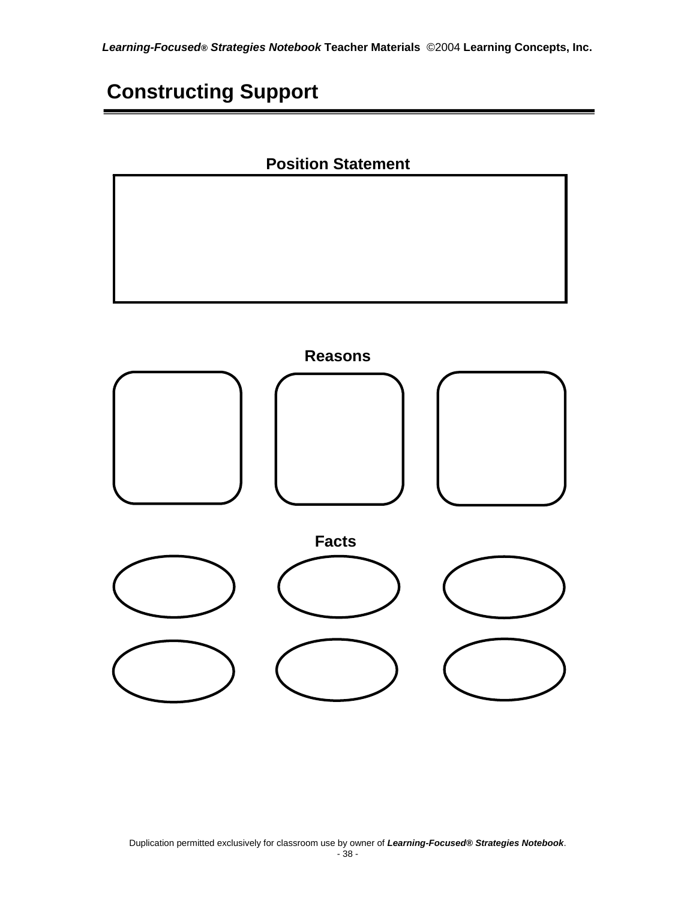# Constructing Support

**Position Statement**

**Reasons**

**Facts**

Duplication permitted exclusively for classroom use by owner of ***Learning-Focused® Strategies Notebook***.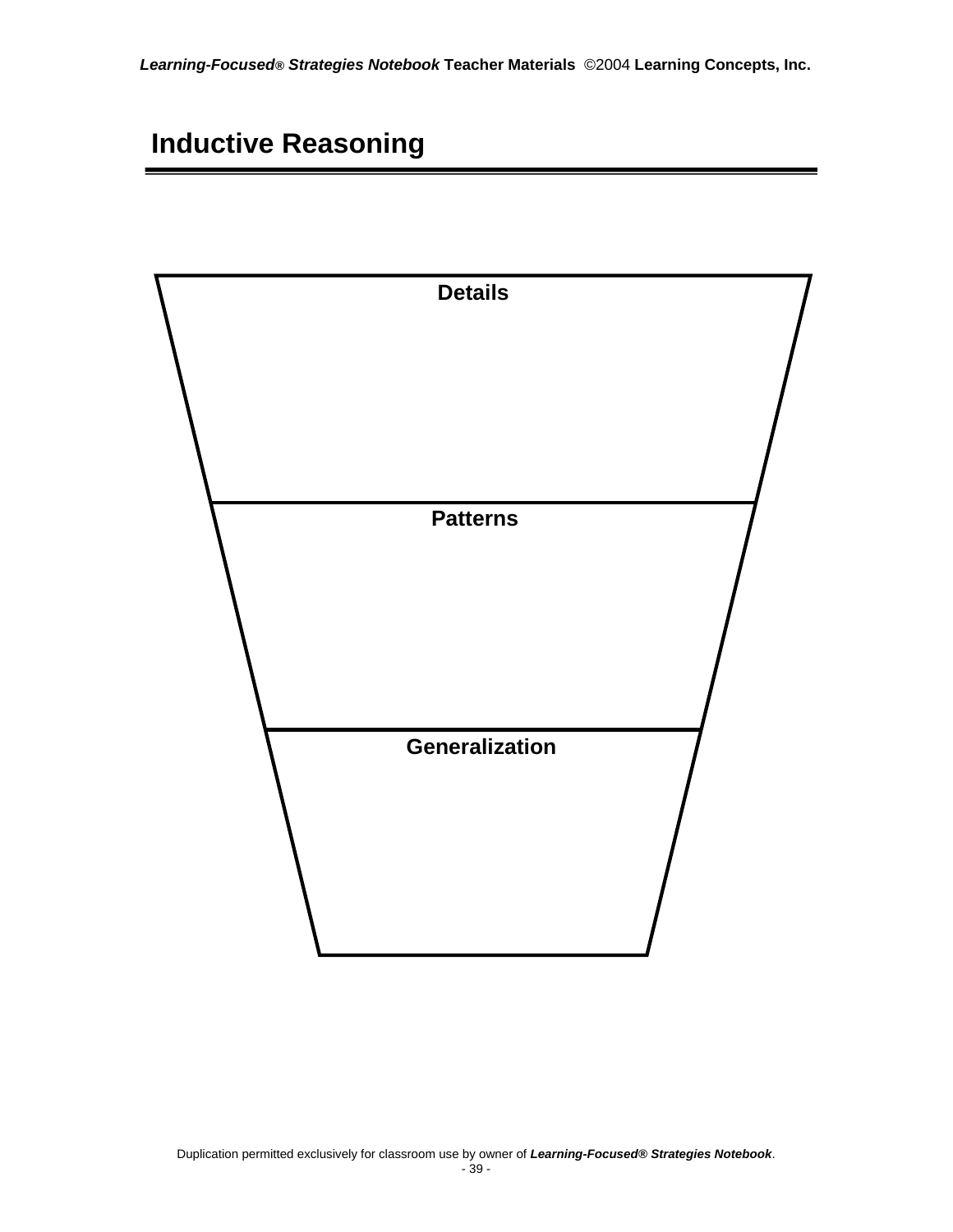# Inductive Reasoning

**Details**

**Patterns**

**Generalization**

Duplication permitted exclusively for classroom use by owner of ***Learning-Focused® Strategies Notebook***.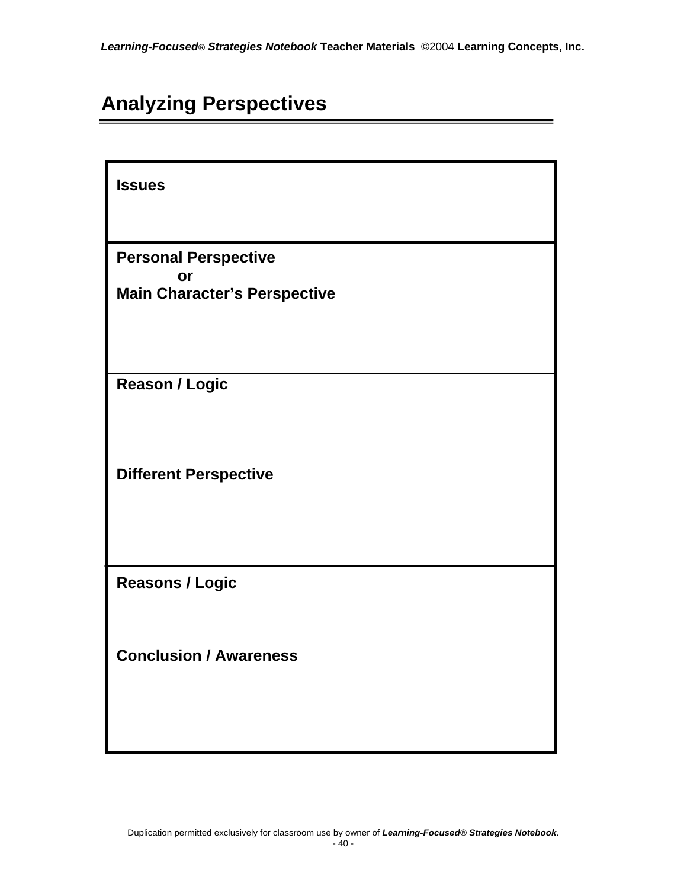# Analyzing Perspectives

| **Issues** |
|---|
| **Personal Perspective**<br>**or**<br>**Main Character's Perspective** |
| **Reason / Logic** |
| **Different Perspective** |
| **Reasons / Logic** |
| **Conclusion / Awareness** |

Duplication permitted exclusively for classroom use by owner of ***Learning-Focused® Strategies Notebook***.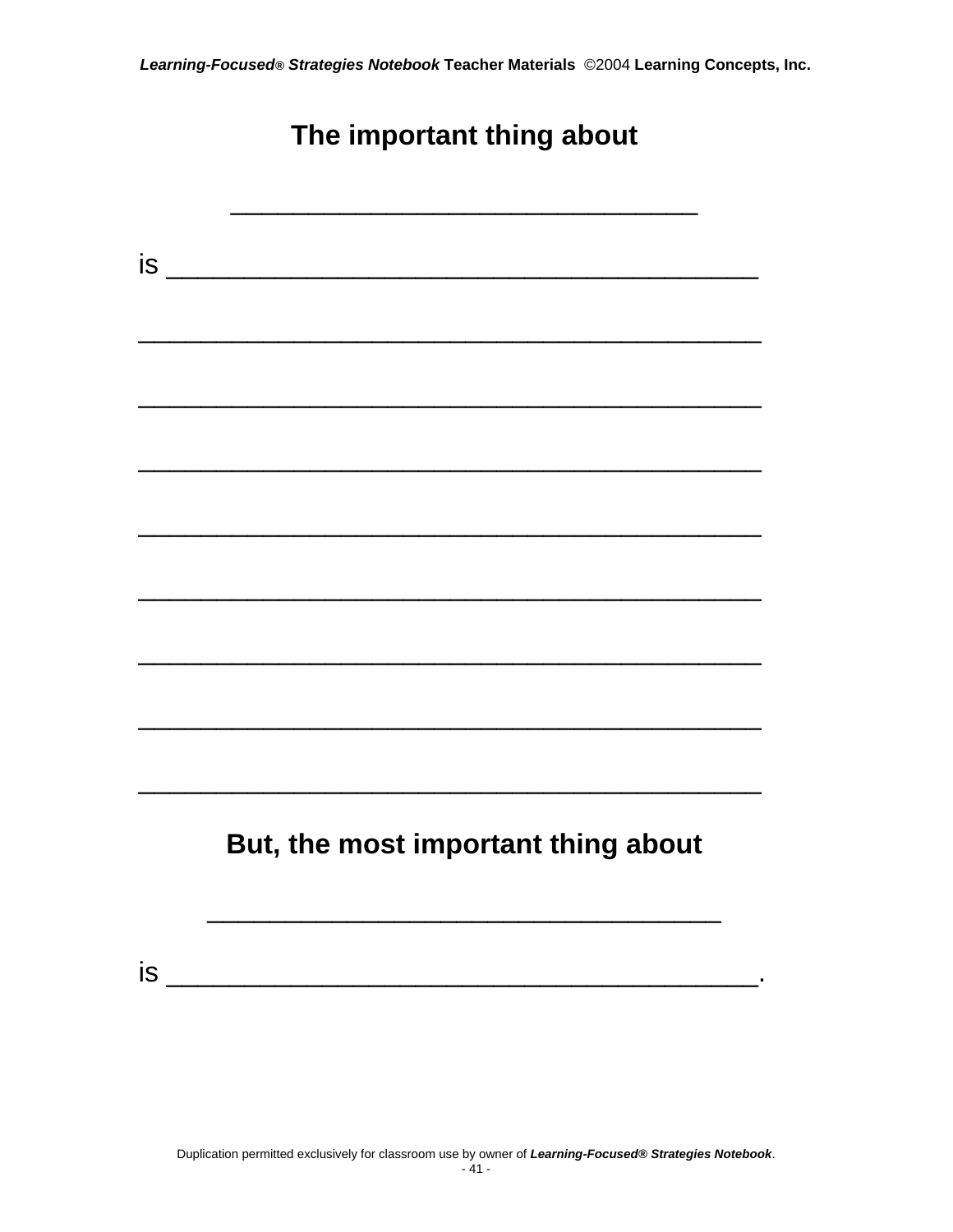**The important thing about**

________________________________

is ________________________________________

__________________________________________

__________________________________________

__________________________________________

__________________________________________

__________________________________________

__________________________________________

__________________________________________

__________________________________________

**But, the most important thing about**

________________________________

is ________________________________________.

Duplication permitted exclusively for classroom use by owner of ***Learning-Focused® Strategies Notebook***.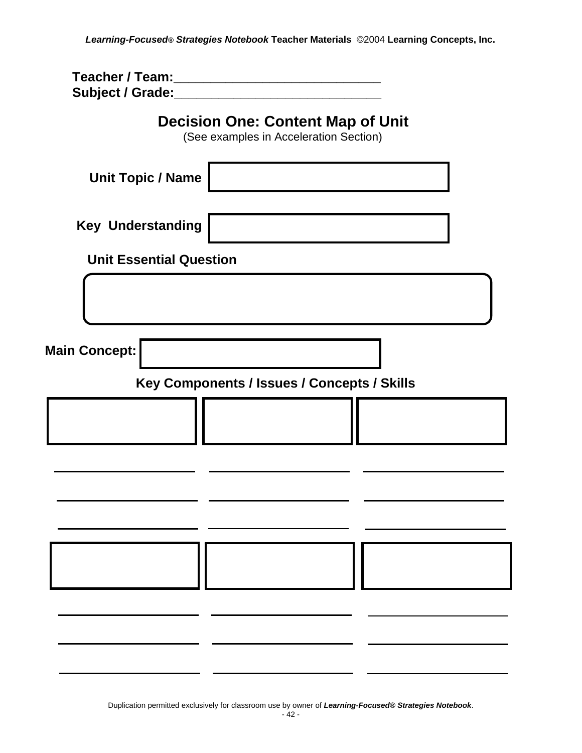**Teacher / Team:**\_\_\_\_\_\_\_\_\_\_\_\_\_\_\_\_\_\_\_\_\_\_\_\_\_\_\_\_\_\_
**Subject / Grade:**\_\_\_\_\_\_\_\_\_\_\_\_\_\_\_\_\_\_\_\_\_\_\_\_\_\_\_\_\_\_

## Decision One: Content Map of Unit

(See examples in Acceleration Section)

**Unit Topic / Name** [ ]

**Key Understanding** [ ]

**Unit Essential Question**

[ ]

**Main Concept:** [ ]

**Key Components / Issues / Concepts / Skills**

| [ ] | [ ] | [ ] |
|---|---|---|
| \_\_\_\_\_\_\_\_\_\_\_\_\_\_\_\_\_\_\_\_ | \_\_\_\_\_\_\_\_\_\_\_\_\_\_\_\_\_\_\_\_ | \_\_\_\_\_\_\_\_\_\_\_\_\_\_\_\_\_\_\_\_ |
| \_\_\_\_\_\_\_\_\_\_\_\_\_\_\_\_\_\_\_\_ | \_\_\_\_\_\_\_\_\_\_\_\_\_\_\_\_\_\_\_\_ | \_\_\_\_\_\_\_\_\_\_\_\_\_\_\_\_\_\_\_\_ |
| \_\_\_\_\_\_\_\_\_\_\_\_\_\_\_\_\_\_\_\_ | \_\_\_\_\_\_\_\_\_\_\_\_\_\_\_\_\_\_\_\_ | \_\_\_\_\_\_\_\_\_\_\_\_\_\_\_\_\_\_\_\_ |

| [ ] | [ ] | [ ] |
|---|---|---|
| \_\_\_\_\_\_\_\_\_\_\_\_\_\_\_\_\_\_\_\_ | \_\_\_\_\_\_\_\_\_\_\_\_\_\_\_\_\_\_\_\_ | \_\_\_\_\_\_\_\_\_\_\_\_\_\_\_\_\_\_\_\_ |
| \_\_\_\_\_\_\_\_\_\_\_\_\_\_\_\_\_\_\_\_ | \_\_\_\_\_\_\_\_\_\_\_\_\_\_\_\_\_\_\_\_ | \_\_\_\_\_\_\_\_\_\_\_\_\_\_\_\_\_\_\_\_ |
| \_\_\_\_\_\_\_\_\_\_\_\_\_\_\_\_\_\_\_\_ | \_\_\_\_\_\_\_\_\_\_\_\_\_\_\_\_\_\_\_\_ | \_\_\_\_\_\_\_\_\_\_\_\_\_\_\_\_\_\_\_\_ |

Duplication permitted exclusively for classroom use by owner of ***Learning-Focused® Strategies Notebook***.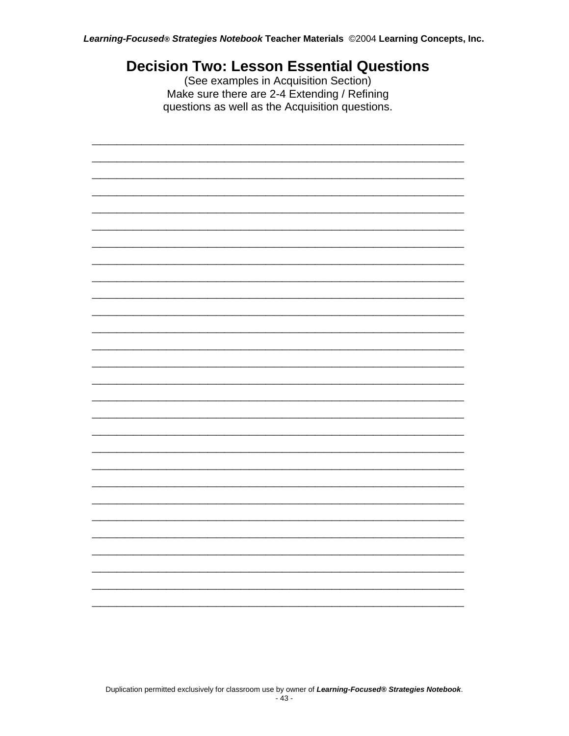# Decision Two: Lesson Essential Questions

(See examples in Acquisition Section)
Make sure there are 2-4 Extending / Refining questions as well as the Acquisition questions.

____________________________________________________________________
____________________________________________________________________
____________________________________________________________________
____________________________________________________________________
____________________________________________________________________
____________________________________________________________________
____________________________________________________________________
____________________________________________________________________
____________________________________________________________________
____________________________________________________________________
____________________________________________________________________
____________________________________________________________________
____________________________________________________________________
____________________________________________________________________
____________________________________________________________________
____________________________________________________________________
____________________________________________________________________
____________________________________________________________________
____________________________________________________________________
____________________________________________________________________
____________________________________________________________________
____________________________________________________________________
____________________________________________________________________
____________________________________________________________________
____________________________________________________________________
____________________________________________________________________
____________________________________________________________________
____________________________________________________________________

Duplication permitted exclusively for classroom use by owner of ***Learning-Focused® Strategies Notebook***.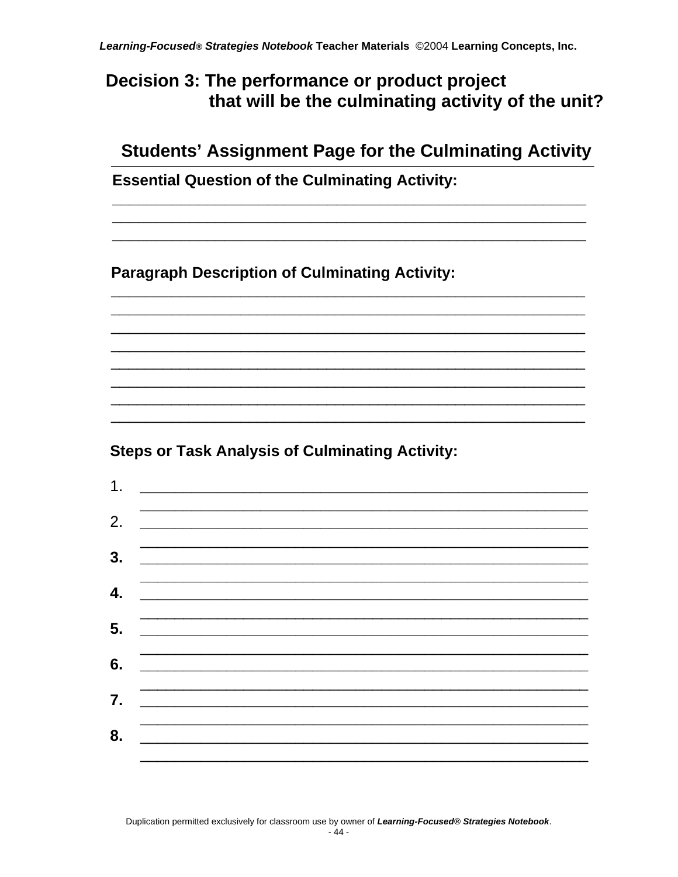## Decision 3: The performance or product project that will be the culminating activity of the unit?

### Students' Assignment Page for the Culminating Activity

**Essential Question of the Culminating Activity:**

________________________________________________________________

________________________________________________________________

________________________________________________________________

**Paragraph Description of Culminating Activity:**

________________________________________________________________

________________________________________________________________

________________________________________________________________

________________________________________________________________

________________________________________________________________

________________________________________________________________

________________________________________________________________

________________________________________________________________

**Steps or Task Analysis of Culminating Activity:**

1. ____________________________________________________________
   ____________________________________________________________
2. ____________________________________________________________
   ____________________________________________________________
3. ____________________________________________________________
   ____________________________________________________________
4. ____________________________________________________________
   ____________________________________________________________
5. ____________________________________________________________
   ____________________________________________________________
6. ____________________________________________________________
   ____________________________________________________________
7. ____________________________________________________________
   ____________________________________________________________
8. ____________________________________________________________
   ____________________________________________________________

Duplication permitted exclusively for classroom use by owner of ***Learning-Focused® Strategies Notebook***.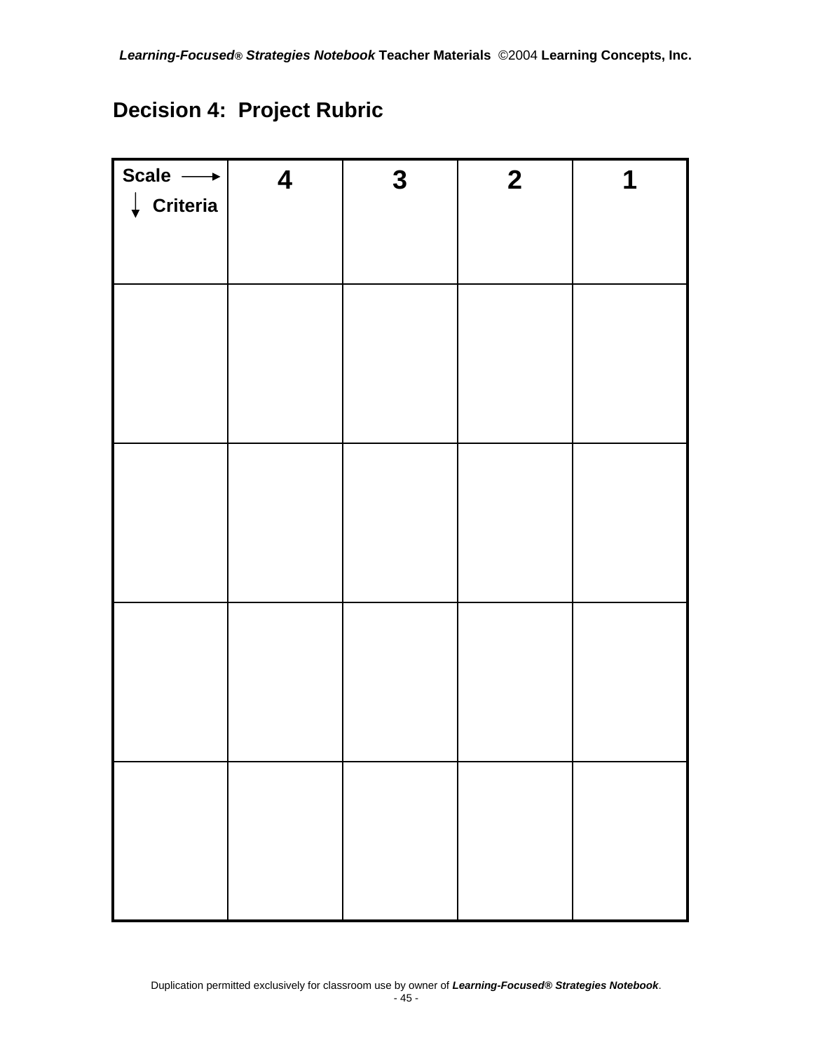## Decision 4: Project Rubric

| Scale → ↓ Criteria | 4 | 3 | 2 | 1 |
|---|---|---|---|---|
| | | | | |
| | | | | |
| | | | | |
| | | | | |

Duplication permitted exclusively for classroom use by owner of ***Learning-Focused® Strategies Notebook***.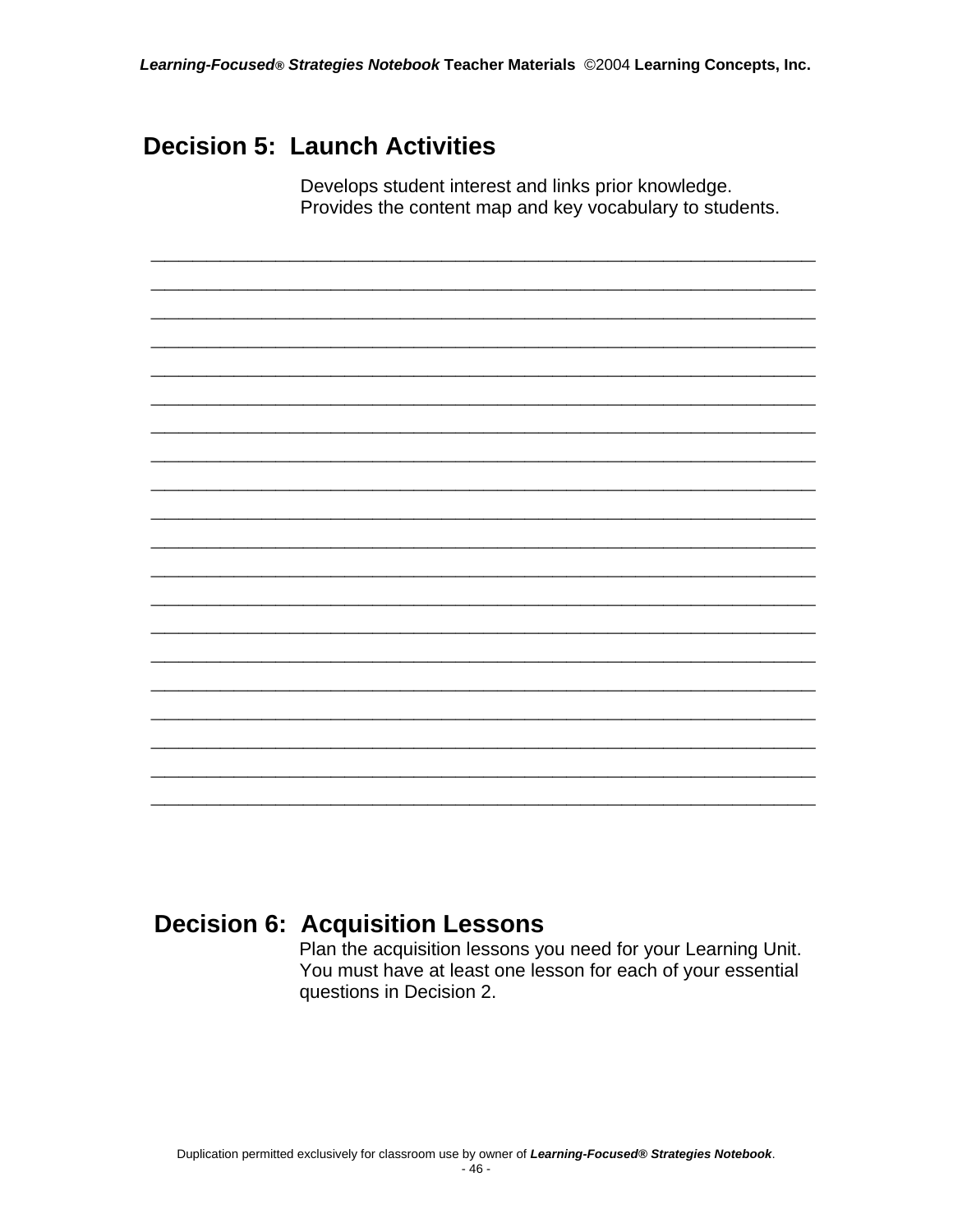## Decision 5: Launch Activities

Develops student interest and links prior knowledge.
Provides the content map and key vocabulary to students.

_______________________________________________________________________
_______________________________________________________________________
_______________________________________________________________________
_______________________________________________________________________
_______________________________________________________________________
_______________________________________________________________________
_______________________________________________________________________
_______________________________________________________________________
_______________________________________________________________________
_______________________________________________________________________
_______________________________________________________________________
_______________________________________________________________________
_______________________________________________________________________
_______________________________________________________________________
_______________________________________________________________________
_______________________________________________________________________
_______________________________________________________________________
_______________________________________________________________________
_______________________________________________________________________
_______________________________________________________________________

## Decision 6: Acquisition Lessons

Plan the acquisition lessons you need for your Learning Unit. You must have at least one lesson for each of your essential questions in Decision 2.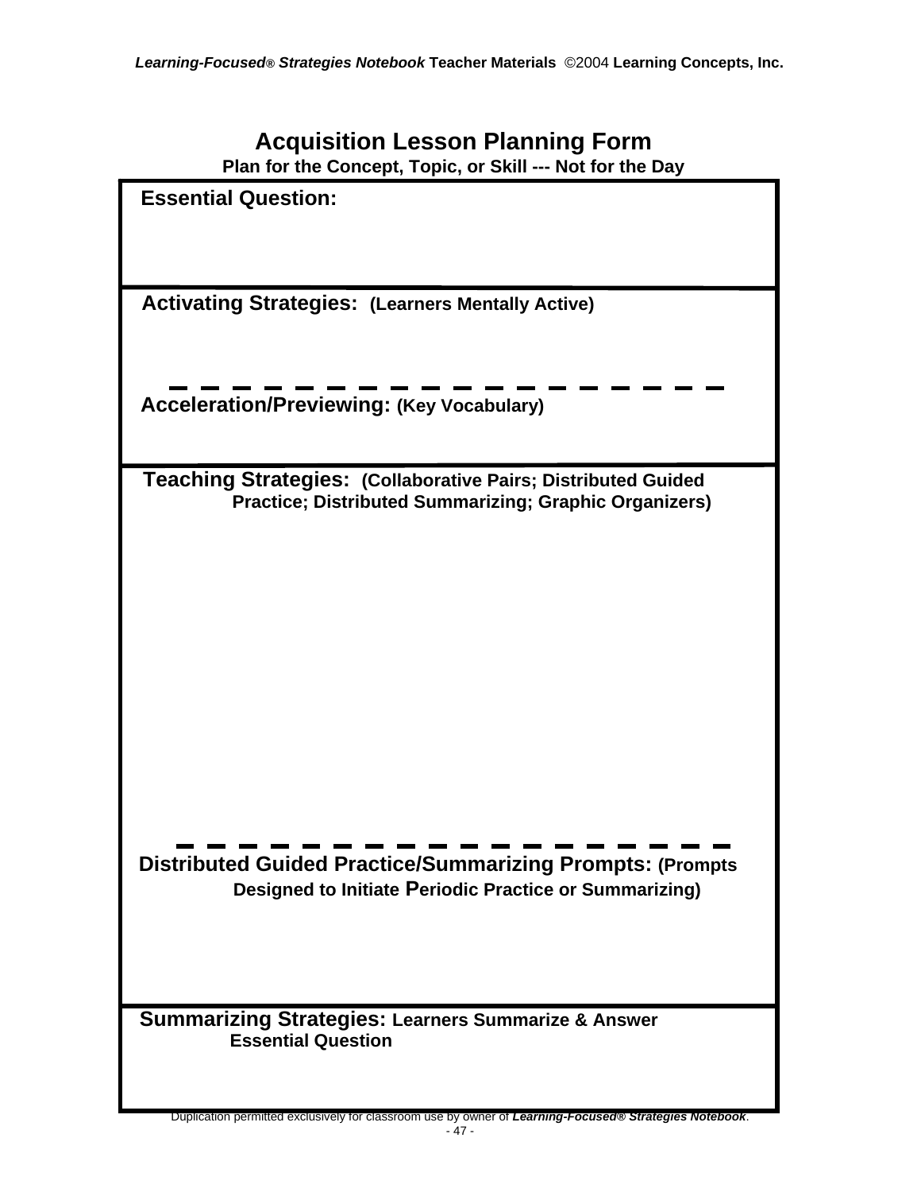# Acquisition Lesson Planning Form

**Plan for the Concept, Topic, or Skill --- Not for the Day**

**Essential Question:**

**Activating Strategies: (Learners Mentally Active)**

**Acceleration/Previewing: (Key Vocabulary)**

**Teaching Strategies: (Collaborative Pairs; Distributed Guided Practice; Distributed Summarizing; Graphic Organizers)**

**Distributed Guided Practice/Summarizing Prompts: (Prompts Designed to Initiate Periodic Practice or Summarizing)**

**Summarizing Strategies: Learners Summarize & Answer Essential Question**

Duplication permitted exclusively for classroom use by owner of ***Learning-Focused® Strategies Notebook***.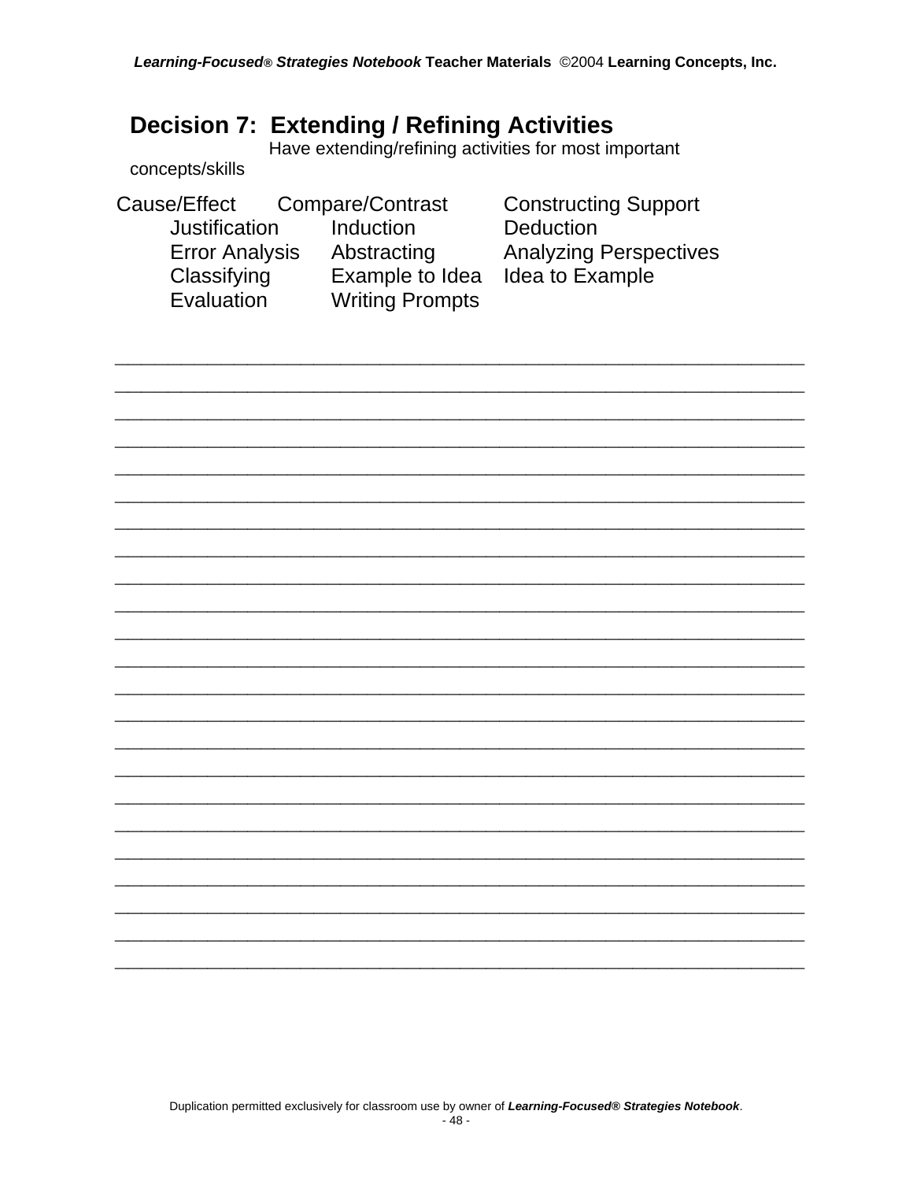## Decision 7: Extending / Refining Activities

Have extending/refining activities for most important concepts/skills

Cause/Effect　Compare/Contrast　Constructing Support
Justification　Induction　Deduction
Error Analysis　Abstracting　Analyzing Perspectives
Classifying　Example to Idea　Idea to Example
Evaluation　Writing Prompts

______________________________________________________________________
______________________________________________________________________
______________________________________________________________________
______________________________________________________________________
______________________________________________________________________
______________________________________________________________________
______________________________________________________________________
______________________________________________________________________
______________________________________________________________________
______________________________________________________________________
______________________________________________________________________
______________________________________________________________________
______________________________________________________________________
______________________________________________________________________
______________________________________________________________________
______________________________________________________________________
______________________________________________________________________
______________________________________________________________________
______________________________________________________________________
______________________________________________________________________
______________________________________________________________________
______________________________________________________________________
______________________________________________________________________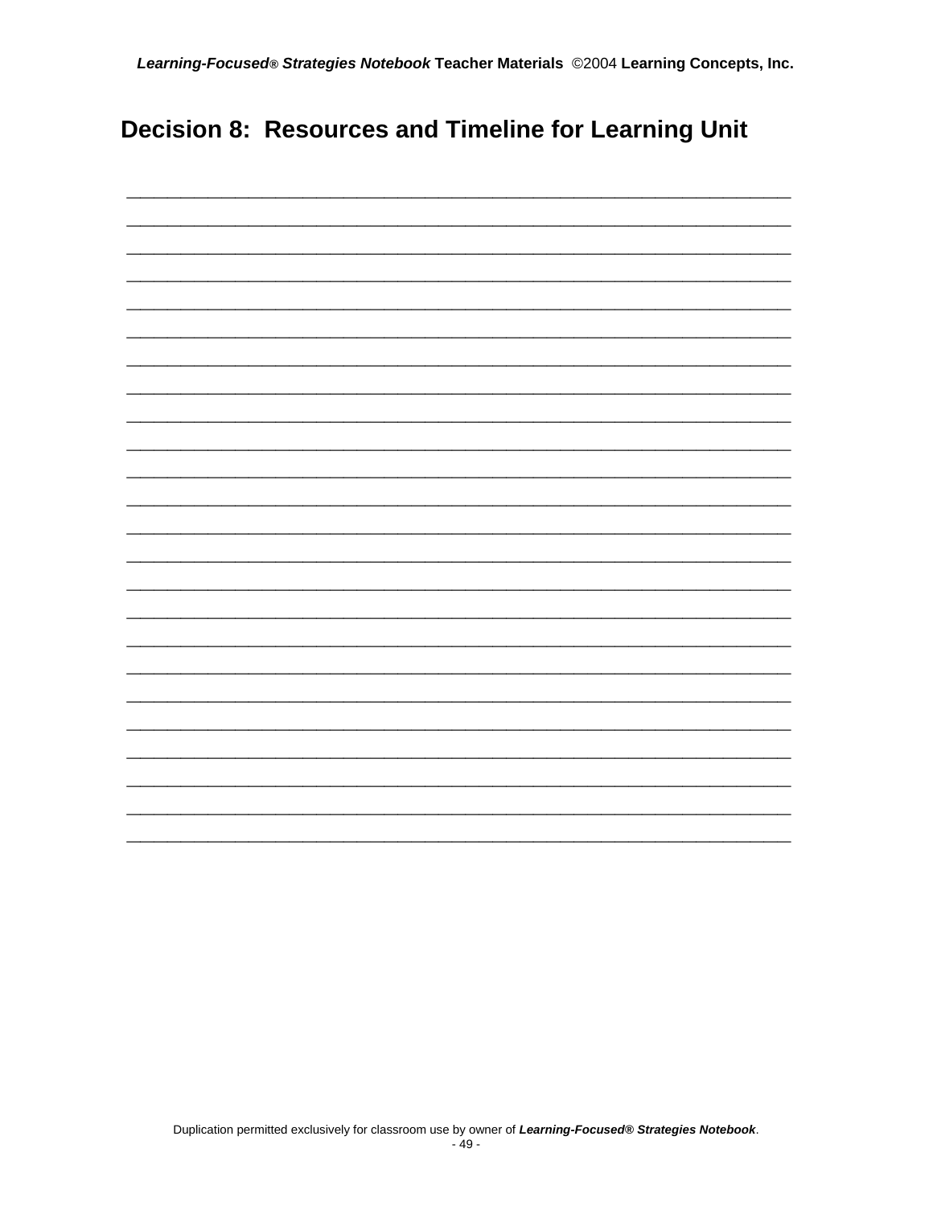# Decision 8: Resources and Timeline for Learning Unit

______________________________________________________________________________

______________________________________________________________________________

______________________________________________________________________________

______________________________________________________________________________

______________________________________________________________________________

______________________________________________________________________________

______________________________________________________________________________

______________________________________________________________________________

______________________________________________________________________________

______________________________________________________________________________

______________________________________________________________________________

______________________________________________________________________________

______________________________________________________________________________

______________________________________________________________________________

______________________________________________________________________________

______________________________________________________________________________

______________________________________________________________________________

______________________________________________________________________________

______________________________________________________________________________

______________________________________________________________________________

______________________________________________________________________________

______________________________________________________________________________

______________________________________________________________________________

______________________________________________________________________________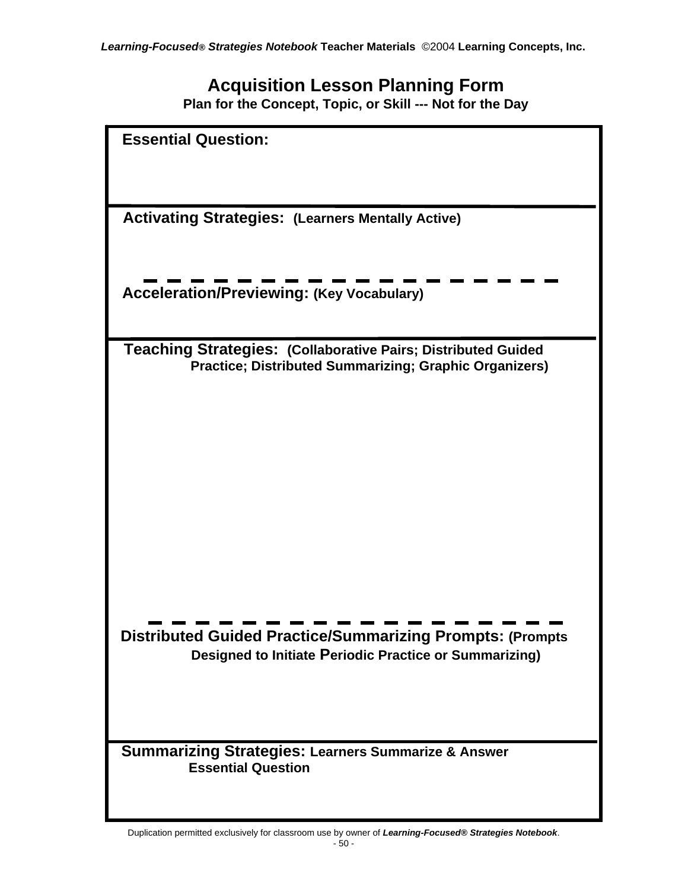# Acquisition Lesson Planning Form

**Plan for the Concept, Topic, or Skill --- Not for the Day**

**Essential Question:**

**Activating Strategies:** **(Learners Mentally Active)**

**Acceleration/Previewing:** **(Key Vocabulary)**

**Teaching Strategies:** **(Collaborative Pairs; Distributed Guided Practice; Distributed Summarizing; Graphic Organizers)**

**Distributed Guided Practice/Summarizing Prompts:** **(Prompts Designed to Initiate Periodic Practice or Summarizing)**

**Summarizing Strategies:** **Learners Summarize & Answer Essential Question**

Duplication permitted exclusively for classroom use by owner of ***Learning-Focused® Strategies Notebook***.